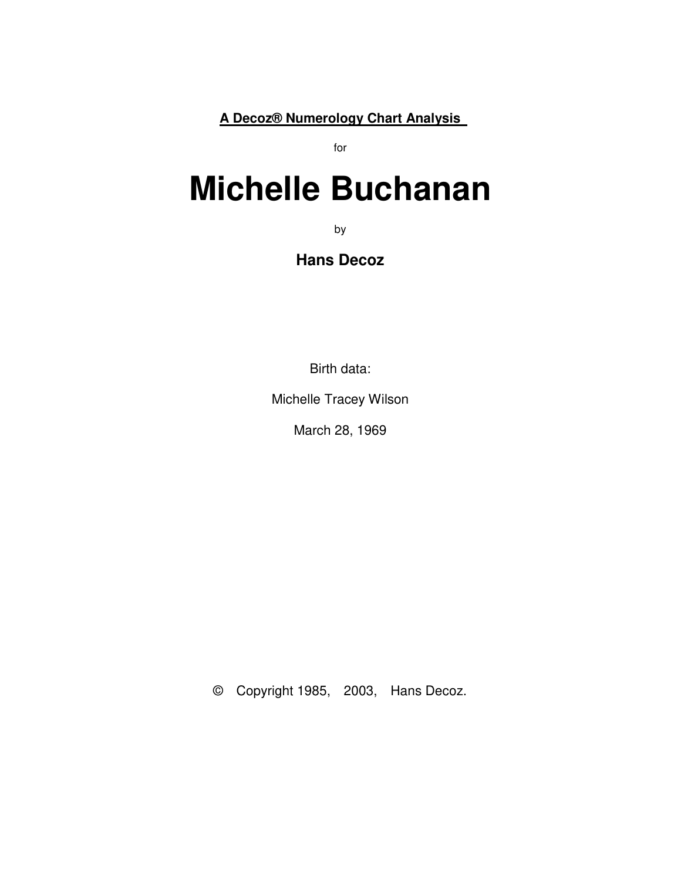**A Decoz® Numerology Chart Analysis**

for

# Michelle Buchanan

by

**Hans Decoz**

Birth data:

Michelle Tracey Wilson

March 28, 1969

© Copyright 1985, 2003, Hans Decoz.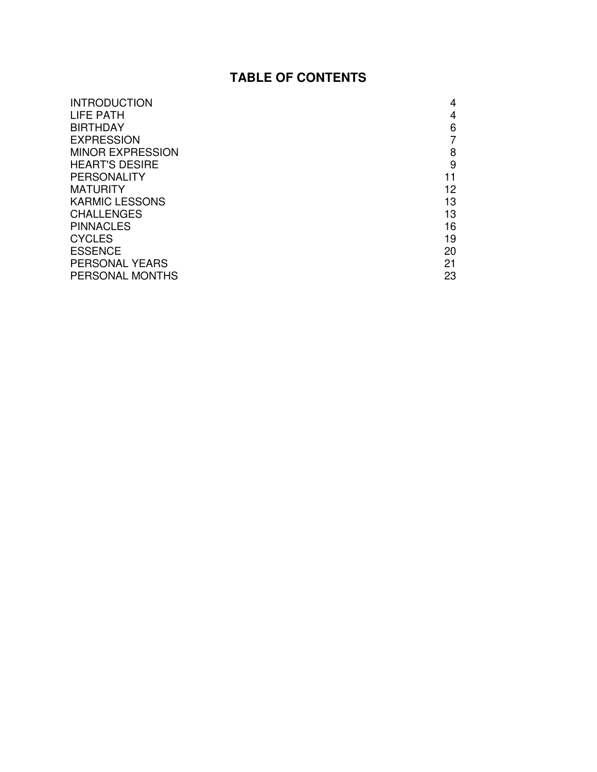# TABLE OF CONTENTS

| | |
|---|---|
| INTRODUCTION | 4 |
| LIFE PATH | 4 |
| BIRTHDAY | 6 |
| EXPRESSION | 7 |
| MINOR EXPRESSION | 8 |
| HEART'S DESIRE | 9 |
| PERSONALITY | 11 |
| MATURITY | 12 |
| KARMIC LESSONS | 13 |
| CHALLENGES | 13 |
| PINNACLES | 16 |
| CYCLES | 19 |
| ESSENCE | 20 |
| PERSONAL YEARS | 21 |
| PERSONAL MONTHS | 23 |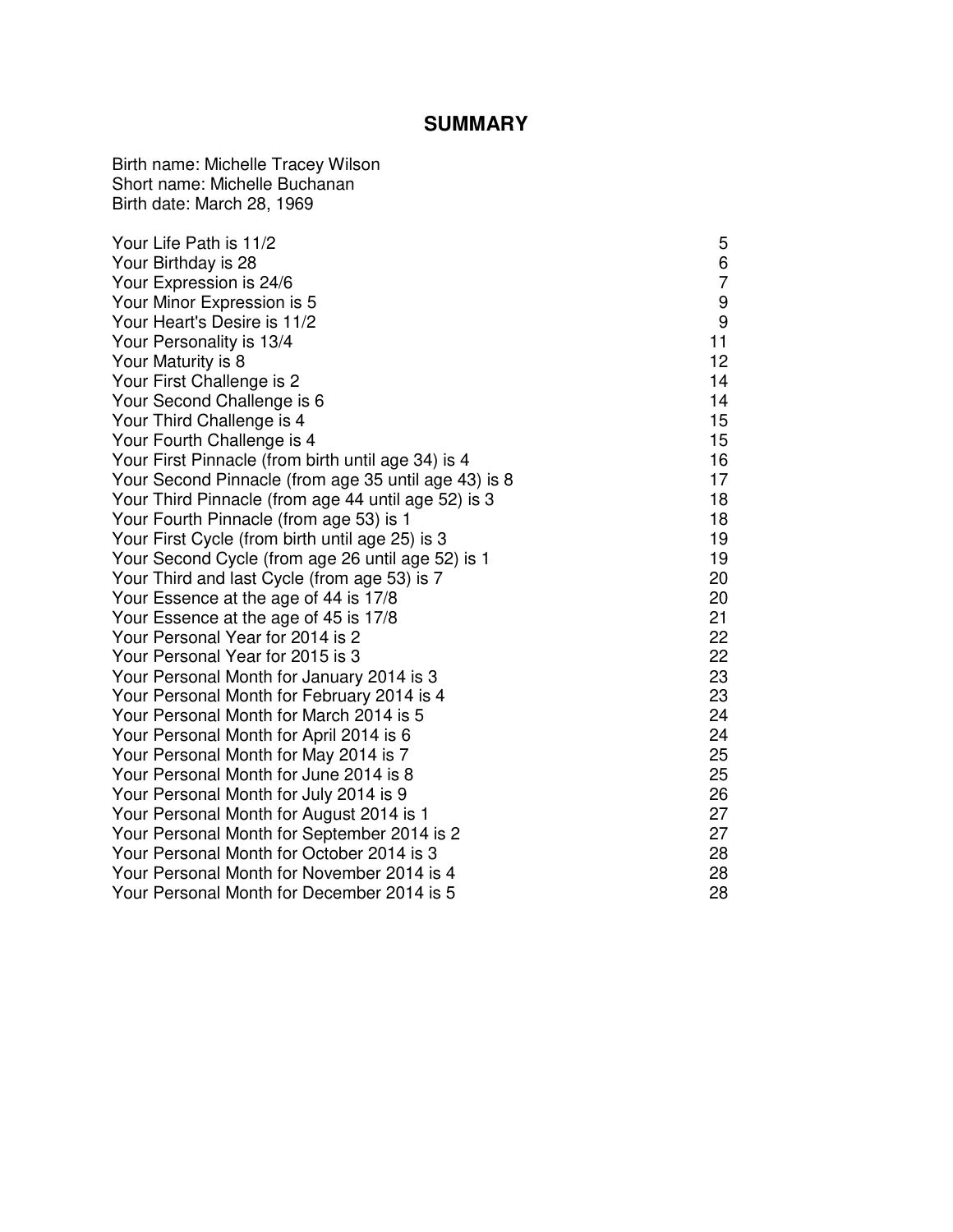# SUMMARY

Birth name: Michelle Tracey Wilson
Short name: Michelle Buchanan
Birth date: March 28, 1969

| | |
|---|---|
| Your Life Path is 11/2 | 5 |
| Your Birthday is 28 | 6 |
| Your Expression is 24/6 | 7 |
| Your Minor Expression is 5 | 9 |
| Your Heart's Desire is 11/2 | 9 |
| Your Personality is 13/4 | 11 |
| Your Maturity is 8 | 12 |
| Your First Challenge is 2 | 14 |
| Your Second Challenge is 6 | 14 |
| Your Third Challenge is 4 | 15 |
| Your Fourth Challenge is 4 | 15 |
| Your First Pinnacle (from birth until age 34) is 4 | 16 |
| Your Second Pinnacle (from age 35 until age 43) is 8 | 17 |
| Your Third Pinnacle (from age 44 until age 52) is 3 | 18 |
| Your Fourth Pinnacle (from age 53) is 1 | 18 |
| Your First Cycle (from birth until age 25) is 3 | 19 |
| Your Second Cycle (from age 26 until age 52) is 1 | 19 |
| Your Third and last Cycle (from age 53) is 7 | 20 |
| Your Essence at the age of 44 is 17/8 | 20 |
| Your Essence at the age of 45 is 17/8 | 21 |
| Your Personal Year for 2014 is 2 | 22 |
| Your Personal Year for 2015 is 3 | 22 |
| Your Personal Month for January 2014 is 3 | 23 |
| Your Personal Month for February 2014 is 4 | 23 |
| Your Personal Month for March 2014 is 5 | 24 |
| Your Personal Month for April 2014 is 6 | 24 |
| Your Personal Month for May 2014 is 7 | 25 |
| Your Personal Month for June 2014 is 8 | 25 |
| Your Personal Month for July 2014 is 9 | 26 |
| Your Personal Month for August 2014 is 1 | 27 |
| Your Personal Month for September 2014 is 2 | 27 |
| Your Personal Month for October 2014 is 3 | 28 |
| Your Personal Month for November 2014 is 4 | 28 |
| Your Personal Month for December 2014 is 5 | 28 |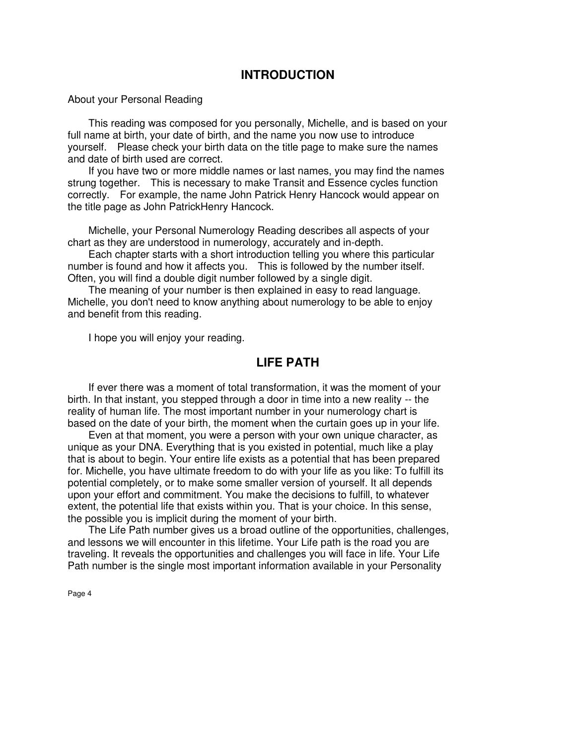## INTRODUCTION

About your Personal Reading

This reading was composed for you personally, Michelle, and is based on your full name at birth, your date of birth, and the name you now use to introduce yourself. Please check your birth data on the title page to make sure the names and date of birth used are correct.

If you have two or more middle names or last names, you may find the names strung together. This is necessary to make Transit and Essence cycles function correctly. For example, the name John Patrick Henry Hancock would appear on the title page as John PatrickHenry Hancock.

Michelle, your Personal Numerology Reading describes all aspects of your chart as they are understood in numerology, accurately and in-depth.

Each chapter starts with a short introduction telling you where this particular number is found and how it affects you. This is followed by the number itself. Often, you will find a double digit number followed by a single digit.

The meaning of your number is then explained in easy to read language. Michelle, you don't need to know anything about numerology to be able to enjoy and benefit from this reading.

I hope you will enjoy your reading.

## LIFE PATH

If ever there was a moment of total transformation, it was the moment of your birth. In that instant, you stepped through a door in time into a new reality -- the reality of human life. The most important number in your numerology chart is based on the date of your birth, the moment when the curtain goes up in your life.

Even at that moment, you were a person with your own unique character, as unique as your DNA. Everything that is you existed in potential, much like a play that is about to begin. Your entire life exists as a potential that has been prepared for. Michelle, you have ultimate freedom to do with your life as you like: To fulfill its potential completely, or to make some smaller version of yourself. It all depends upon your effort and commitment. You make the decisions to fulfill, to whatever extent, the potential life that exists within you. That is your choice. In this sense, the possible you is implicit during the moment of your birth.

The Life Path number gives us a broad outline of the opportunities, challenges, and lessons we will encounter in this lifetime. Your Life path is the road you are traveling. It reveals the opportunities and challenges you will face in life. Your Life Path number is the single most important information available in your Personality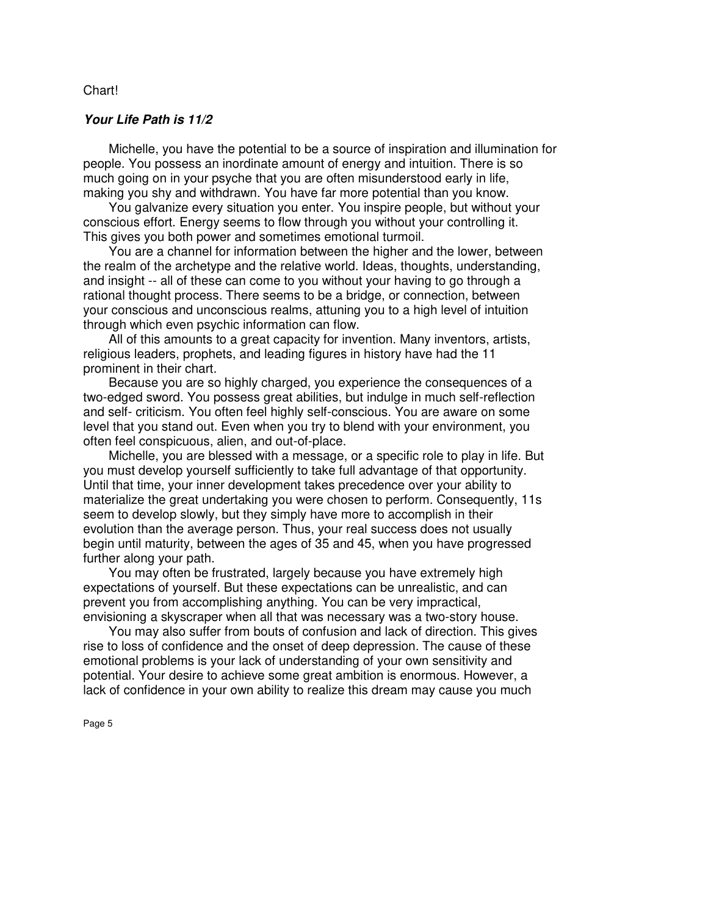Chart!

***Your Life Path is 11/2***

Michelle, you have the potential to be a source of inspiration and illumination for people. You possess an inordinate amount of energy and intuition. There is so much going on in your psyche that you are often misunderstood early in life, making you shy and withdrawn. You have far more potential than you know.

You galvanize every situation you enter. You inspire people, but without your conscious effort. Energy seems to flow through you without your controlling it. This gives you both power and sometimes emotional turmoil.

You are a channel for information between the higher and the lower, between the realm of the archetype and the relative world. Ideas, thoughts, understanding, and insight -- all of these can come to you without your having to go through a rational thought process. There seems to be a bridge, or connection, between your conscious and unconscious realms, attuning you to a high level of intuition through which even psychic information can flow.

All of this amounts to a great capacity for invention. Many inventors, artists, religious leaders, prophets, and leading figures in history have had the 11 prominent in their chart.

Because you are so highly charged, you experience the consequences of a two-edged sword. You possess great abilities, but indulge in much self-reflection and self- criticism. You often feel highly self-conscious. You are aware on some level that you stand out. Even when you try to blend with your environment, you often feel conspicuous, alien, and out-of-place.

Michelle, you are blessed with a message, or a specific role to play in life. But you must develop yourself sufficiently to take full advantage of that opportunity. Until that time, your inner development takes precedence over your ability to materialize the great undertaking you were chosen to perform. Consequently, 11s seem to develop slowly, but they simply have more to accomplish in their evolution than the average person. Thus, your real success does not usually begin until maturity, between the ages of 35 and 45, when you have progressed further along your path.

You may often be frustrated, largely because you have extremely high expectations of yourself. But these expectations can be unrealistic, and can prevent you from accomplishing anything. You can be very impractical, envisioning a skyscraper when all that was necessary was a two-story house.

You may also suffer from bouts of confusion and lack of direction. This gives rise to loss of confidence and the onset of deep depression. The cause of these emotional problems is your lack of understanding of your own sensitivity and potential. Your desire to achieve some great ambition is enormous. However, a lack of confidence in your own ability to realize this dream may cause you much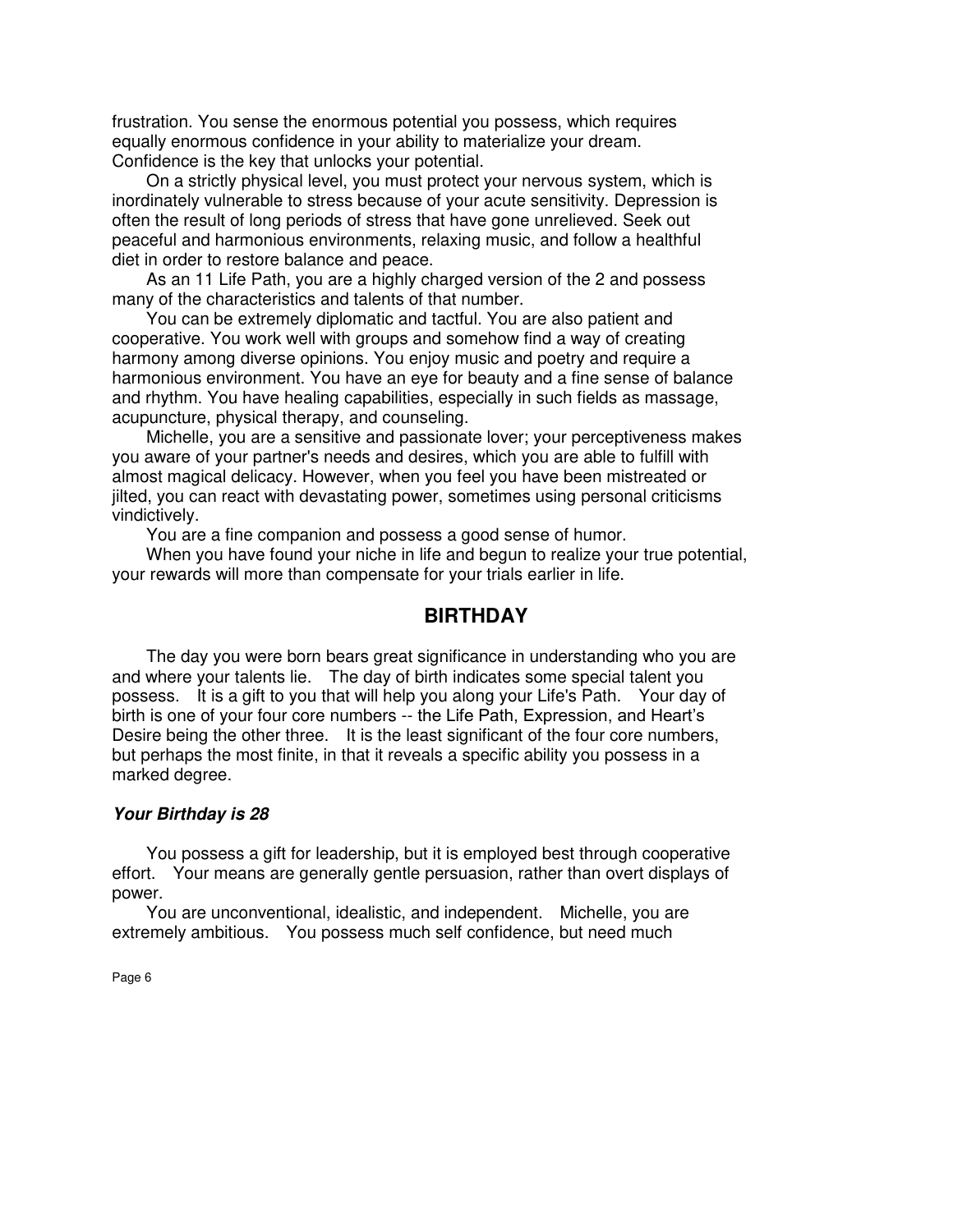frustration. You sense the enormous potential you possess, which requires equally enormous confidence in your ability to materialize your dream. Confidence is the key that unlocks your potential.

On a strictly physical level, you must protect your nervous system, which is inordinately vulnerable to stress because of your acute sensitivity. Depression is often the result of long periods of stress that have gone unrelieved. Seek out peaceful and harmonious environments, relaxing music, and follow a healthful diet in order to restore balance and peace.

As an 11 Life Path, you are a highly charged version of the 2 and possess many of the characteristics and talents of that number.

You can be extremely diplomatic and tactful. You are also patient and cooperative. You work well with groups and somehow find a way of creating harmony among diverse opinions. You enjoy music and poetry and require a harmonious environment. You have an eye for beauty and a fine sense of balance and rhythm. You have healing capabilities, especially in such fields as massage, acupuncture, physical therapy, and counseling.

Michelle, you are a sensitive and passionate lover; your perceptiveness makes you aware of your partner's needs and desires, which you are able to fulfill with almost magical delicacy. However, when you feel you have been mistreated or jilted, you can react with devastating power, sometimes using personal criticisms vindictively.

You are a fine companion and possess a good sense of humor.

When you have found your niche in life and begun to realize your true potential, your rewards will more than compensate for your trials earlier in life.

## BIRTHDAY

The day you were born bears great significance in understanding who you are and where your talents lie. The day of birth indicates some special talent you possess. It is a gift to you that will help you along your Life's Path. Your day of birth is one of your four core numbers -- the Life Path, Expression, and Heart's Desire being the other three. It is the least significant of the four core numbers, but perhaps the most finite, in that it reveals a specific ability you possess in a marked degree.

***Your Birthday is 28***

You possess a gift for leadership, but it is employed best through cooperative effort. Your means are generally gentle persuasion, rather than overt displays of power.

You are unconventional, idealistic, and independent. Michelle, you are extremely ambitious. You possess much self confidence, but need much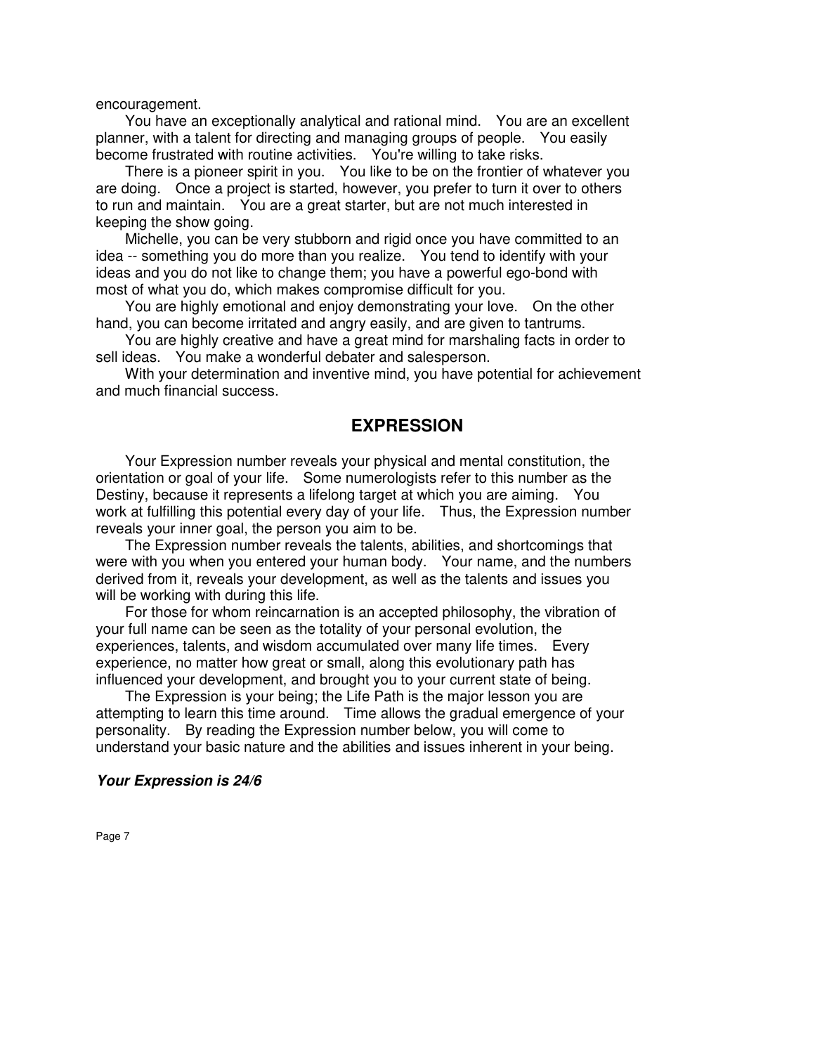encouragement.

You have an exceptionally analytical and rational mind. You are an excellent planner, with a talent for directing and managing groups of people. You easily become frustrated with routine activities. You're willing to take risks.

There is a pioneer spirit in you. You like to be on the frontier of whatever you are doing. Once a project is started, however, you prefer to turn it over to others to run and maintain. You are a great starter, but are not much interested in keeping the show going.

Michelle, you can be very stubborn and rigid once you have committed to an idea -- something you do more than you realize. You tend to identify with your ideas and you do not like to change them; you have a powerful ego-bond with most of what you do, which makes compromise difficult for you.

You are highly emotional and enjoy demonstrating your love. On the other hand, you can become irritated and angry easily, and are given to tantrums.

You are highly creative and have a great mind for marshaling facts in order to sell ideas. You make a wonderful debater and salesperson.

With your determination and inventive mind, you have potential for achievement and much financial success.

## EXPRESSION

Your Expression number reveals your physical and mental constitution, the orientation or goal of your life. Some numerologists refer to this number as the Destiny, because it represents a lifelong target at which you are aiming. You work at fulfilling this potential every day of your life. Thus, the Expression number reveals your inner goal, the person you aim to be.

The Expression number reveals the talents, abilities, and shortcomings that were with you when you entered your human body. Your name, and the numbers derived from it, reveals your development, as well as the talents and issues you will be working with during this life.

For those for whom reincarnation is an accepted philosophy, the vibration of your full name can be seen as the totality of your personal evolution, the experiences, talents, and wisdom accumulated over many life times. Every experience, no matter how great or small, along this evolutionary path has influenced your development, and brought you to your current state of being.

The Expression is your being; the Life Path is the major lesson you are attempting to learn this time around. Time allows the gradual emergence of your personality. By reading the Expression number below, you will come to understand your basic nature and the abilities and issues inherent in your being.

***Your Expression is 24/6***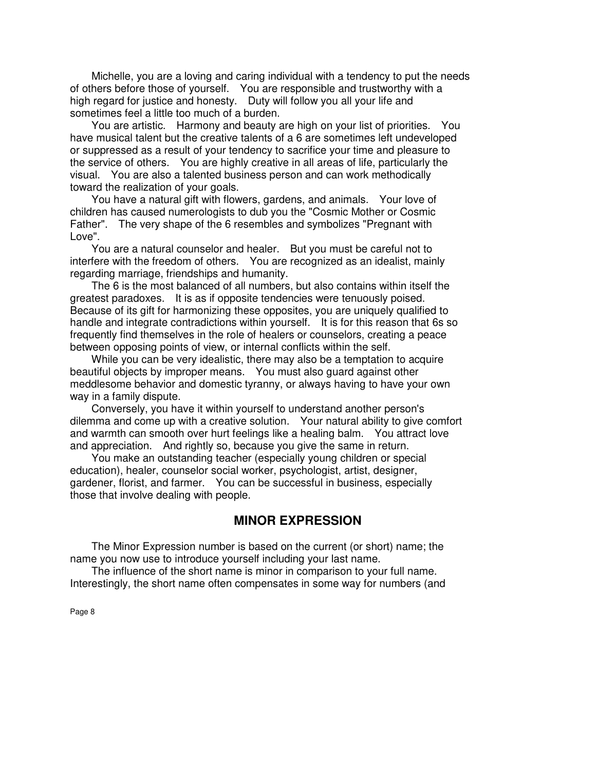Michelle, you are a loving and caring individual with a tendency to put the needs of others before those of yourself. You are responsible and trustworthy with a high regard for justice and honesty. Duty will follow you all your life and sometimes feel a little too much of a burden.

You are artistic. Harmony and beauty are high on your list of priorities. You have musical talent but the creative talents of a 6 are sometimes left undeveloped or suppressed as a result of your tendency to sacrifice your time and pleasure to the service of others. You are highly creative in all areas of life, particularly the visual. You are also a talented business person and can work methodically toward the realization of your goals.

You have a natural gift with flowers, gardens, and animals. Your love of children has caused numerologists to dub you the "Cosmic Mother or Cosmic Father". The very shape of the 6 resembles and symbolizes "Pregnant with Love".

You are a natural counselor and healer. But you must be careful not to interfere with the freedom of others. You are recognized as an idealist, mainly regarding marriage, friendships and humanity.

The 6 is the most balanced of all numbers, but also contains within itself the greatest paradoxes. It is as if opposite tendencies were tenuously poised. Because of its gift for harmonizing these opposites, you are uniquely qualified to handle and integrate contradictions within yourself. It is for this reason that 6s so frequently find themselves in the role of healers or counselors, creating a peace between opposing points of view, or internal conflicts within the self.

While you can be very idealistic, there may also be a temptation to acquire beautiful objects by improper means. You must also guard against other meddlesome behavior and domestic tyranny, or always having to have your own way in a family dispute.

Conversely, you have it within yourself to understand another person's dilemma and come up with a creative solution. Your natural ability to give comfort and warmth can smooth over hurt feelings like a healing balm. You attract love and appreciation. And rightly so, because you give the same in return.

You make an outstanding teacher (especially young children or special education), healer, counselor social worker, psychologist, artist, designer, gardener, florist, and farmer. You can be successful in business, especially those that involve dealing with people.

## MINOR EXPRESSION

The Minor Expression number is based on the current (or short) name; the name you now use to introduce yourself including your last name.

The influence of the short name is minor in comparison to your full name. Interestingly, the short name often compensates in some way for numbers (and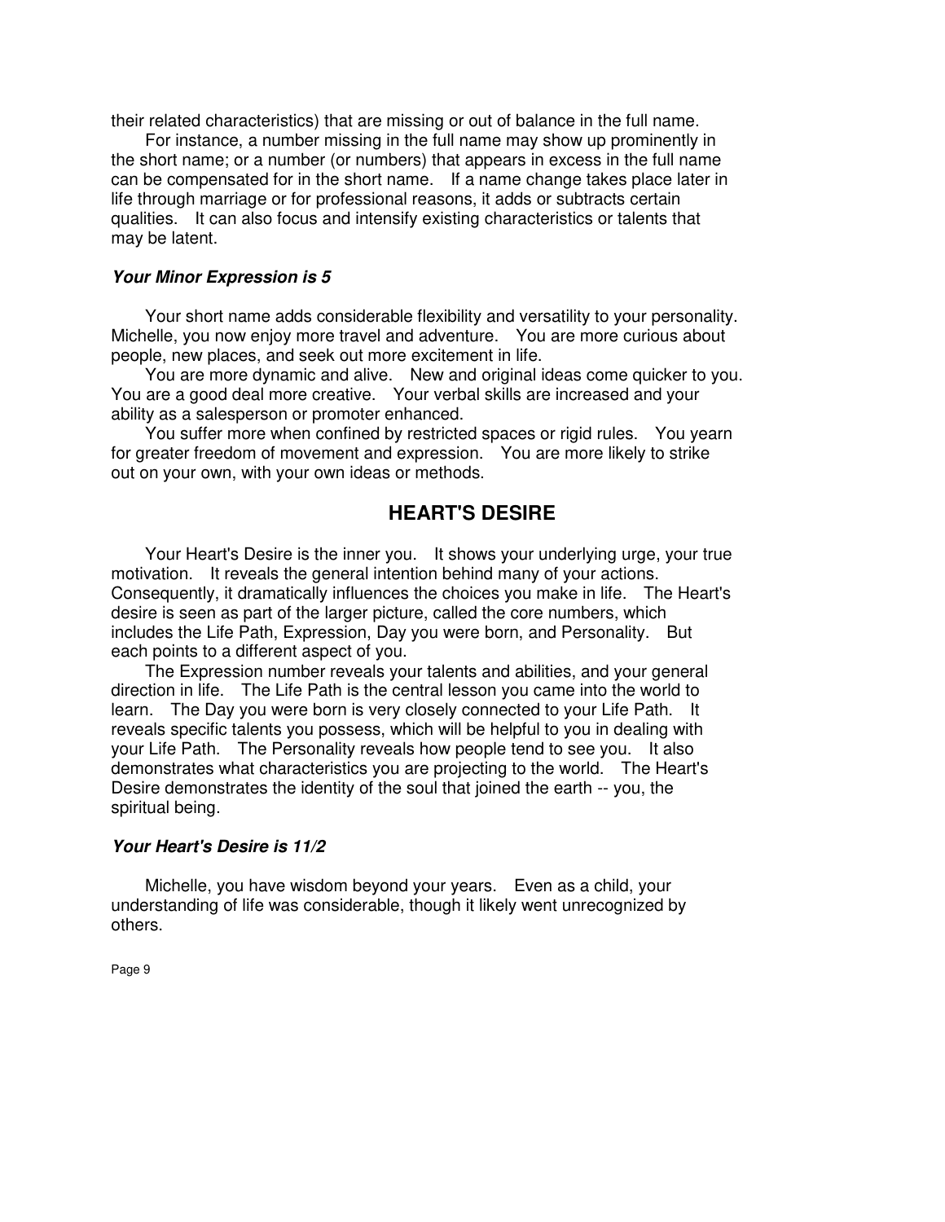their related characteristics) that are missing or out of balance in the full name.

For instance, a number missing in the full name may show up prominently in the short name; or a number (or numbers) that appears in excess in the full name can be compensated for in the short name. If a name change takes place later in life through marriage or for professional reasons, it adds or subtracts certain qualities. It can also focus and intensify existing characteristics or talents that may be latent.

### ***Your Minor Expression is 5***

Your short name adds considerable flexibility and versatility to your personality. Michelle, you now enjoy more travel and adventure. You are more curious about people, new places, and seek out more excitement in life.

You are more dynamic and alive. New and original ideas come quicker to you. You are a good deal more creative. Your verbal skills are increased and your ability as a salesperson or promoter enhanced.

You suffer more when confined by restricted spaces or rigid rules. You yearn for greater freedom of movement and expression. You are more likely to strike out on your own, with your own ideas or methods.

## HEART'S DESIRE

Your Heart's Desire is the inner you. It shows your underlying urge, your true motivation. It reveals the general intention behind many of your actions. Consequently, it dramatically influences the choices you make in life. The Heart's desire is seen as part of the larger picture, called the core numbers, which includes the Life Path, Expression, Day you were born, and Personality. But each points to a different aspect of you.

The Expression number reveals your talents and abilities, and your general direction in life. The Life Path is the central lesson you came into the world to learn. The Day you were born is very closely connected to your Life Path. It reveals specific talents you possess, which will be helpful to you in dealing with your Life Path. The Personality reveals how people tend to see you. It also demonstrates what characteristics you are projecting to the world. The Heart's Desire demonstrates the identity of the soul that joined the earth -- you, the spiritual being.

### ***Your Heart's Desire is 11/2***

Michelle, you have wisdom beyond your years. Even as a child, your understanding of life was considerable, though it likely went unrecognized by others.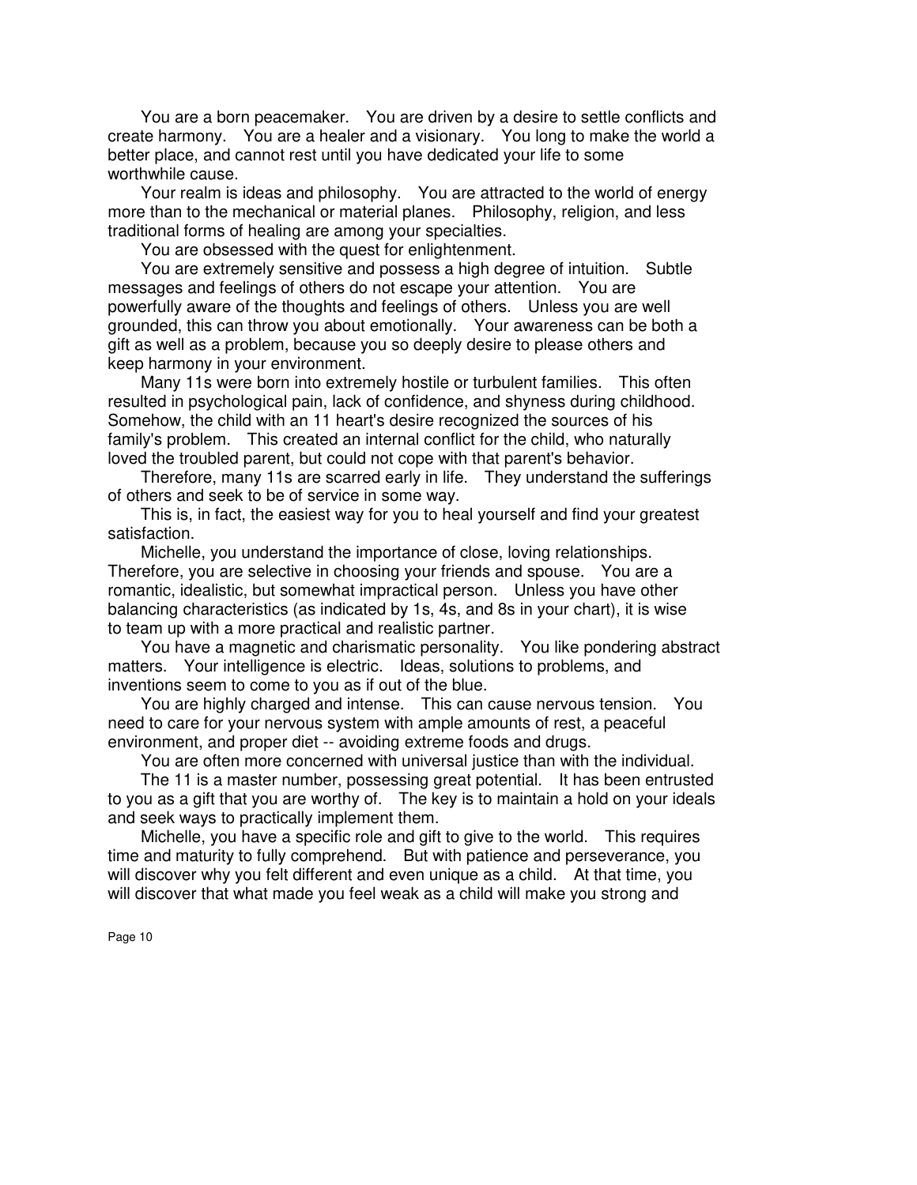You are a born peacemaker. You are driven by a desire to settle conflicts and create harmony. You are a healer and a visionary. You long to make the world a better place, and cannot rest until you have dedicated your life to some worthwhile cause.

Your realm is ideas and philosophy. You are attracted to the world of energy more than to the mechanical or material planes. Philosophy, religion, and less traditional forms of healing are among your specialties.

You are obsessed with the quest for enlightenment.

You are extremely sensitive and possess a high degree of intuition. Subtle messages and feelings of others do not escape your attention. You are powerfully aware of the thoughts and feelings of others. Unless you are well grounded, this can throw you about emotionally. Your awareness can be both a gift as well as a problem, because you so deeply desire to please others and keep harmony in your environment.

Many 11s were born into extremely hostile or turbulent families. This often resulted in psychological pain, lack of confidence, and shyness during childhood. Somehow, the child with an 11 heart's desire recognized the sources of his family's problem. This created an internal conflict for the child, who naturally loved the troubled parent, but could not cope with that parent's behavior.

Therefore, many 11s are scarred early in life. They understand the sufferings of others and seek to be of service in some way.

This is, in fact, the easiest way for you to heal yourself and find your greatest satisfaction.

Michelle, you understand the importance of close, loving relationships. Therefore, you are selective in choosing your friends and spouse. You are a romantic, idealistic, but somewhat impractical person. Unless you have other balancing characteristics (as indicated by 1s, 4s, and 8s in your chart), it is wise to team up with a more practical and realistic partner.

You have a magnetic and charismatic personality. You like pondering abstract matters. Your intelligence is electric. Ideas, solutions to problems, and inventions seem to come to you as if out of the blue.

You are highly charged and intense. This can cause nervous tension. You need to care for your nervous system with ample amounts of rest, a peaceful environment, and proper diet -- avoiding extreme foods and drugs.

You are often more concerned with universal justice than with the individual.

The 11 is a master number, possessing great potential. It has been entrusted to you as a gift that you are worthy of. The key is to maintain a hold on your ideals and seek ways to practically implement them.

Michelle, you have a specific role and gift to give to the world. This requires time and maturity to fully comprehend. But with patience and perseverance, you will discover why you felt different and even unique as a child. At that time, you will discover that what made you feel weak as a child will make you strong and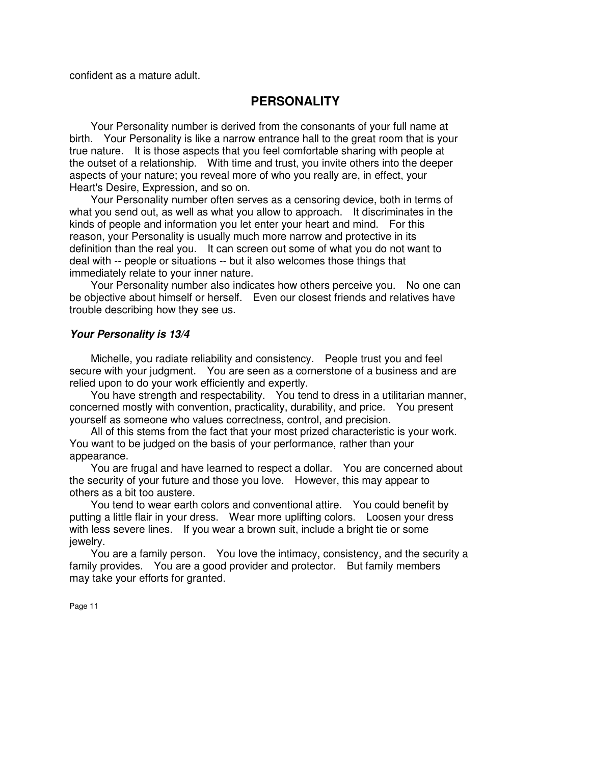confident as a mature adult.

## PERSONALITY

Your Personality number is derived from the consonants of your full name at birth. Your Personality is like a narrow entrance hall to the great room that is your true nature. It is those aspects that you feel comfortable sharing with people at the outset of a relationship. With time and trust, you invite others into the deeper aspects of your nature; you reveal more of who you really are, in effect, your Heart's Desire, Expression, and so on.

Your Personality number often serves as a censoring device, both in terms of what you send out, as well as what you allow to approach. It discriminates in the kinds of people and information you let enter your heart and mind. For this reason, your Personality is usually much more narrow and protective in its definition than the real you. It can screen out some of what you do not want to deal with -- people or situations -- but it also welcomes those things that immediately relate to your inner nature.

Your Personality number also indicates how others perceive you. No one can be objective about himself or herself. Even our closest friends and relatives have trouble describing how they see us.

***Your Personality is 13/4***

Michelle, you radiate reliability and consistency. People trust you and feel secure with your judgment. You are seen as a cornerstone of a business and are relied upon to do your work efficiently and expertly.

You have strength and respectability. You tend to dress in a utilitarian manner, concerned mostly with convention, practicality, durability, and price. You present yourself as someone who values correctness, control, and precision.

All of this stems from the fact that your most prized characteristic is your work. You want to be judged on the basis of your performance, rather than your appearance.

You are frugal and have learned to respect a dollar. You are concerned about the security of your future and those you love. However, this may appear to others as a bit too austere.

You tend to wear earth colors and conventional attire. You could benefit by putting a little flair in your dress. Wear more uplifting colors. Loosen your dress with less severe lines. If you wear a brown suit, include a bright tie or some jewelry.

You are a family person. You love the intimacy, consistency, and the security a family provides. You are a good provider and protector. But family members may take your efforts for granted.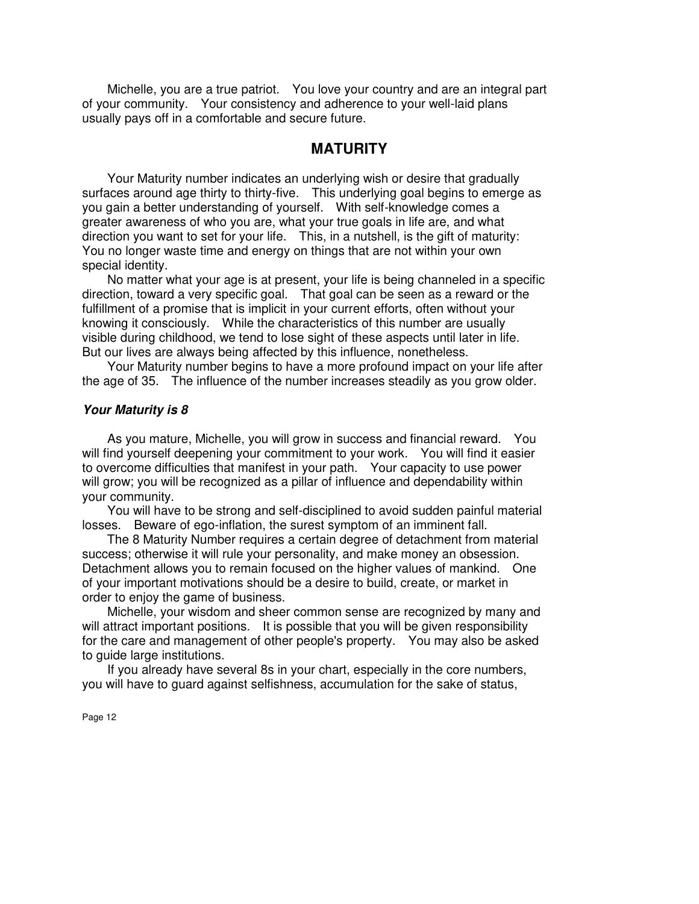Michelle, you are a true patriot. You love your country and are an integral part of your community. Your consistency and adherence to your well-laid plans usually pays off in a comfortable and secure future.

## MATURITY

Your Maturity number indicates an underlying wish or desire that gradually surfaces around age thirty to thirty-five. This underlying goal begins to emerge as you gain a better understanding of yourself. With self-knowledge comes a greater awareness of who you are, what your true goals in life are, and what direction you want to set for your life. This, in a nutshell, is the gift of maturity: You no longer waste time and energy on things that are not within your own special identity.

No matter what your age is at present, your life is being channeled in a specific direction, toward a very specific goal. That goal can be seen as a reward or the fulfillment of a promise that is implicit in your current efforts, often without your knowing it consciously. While the characteristics of this number are usually visible during childhood, we tend to lose sight of these aspects until later in life. But our lives are always being affected by this influence, nonetheless.

Your Maturity number begins to have a more profound impact on your life after the age of 35. The influence of the number increases steadily as you grow older.

### *Your Maturity is 8*

As you mature, Michelle, you will grow in success and financial reward. You will find yourself deepening your commitment to your work. You will find it easier to overcome difficulties that manifest in your path. Your capacity to use power will grow; you will be recognized as a pillar of influence and dependability within your community.

You will have to be strong and self-disciplined to avoid sudden painful material losses. Beware of ego-inflation, the surest symptom of an imminent fall.

The 8 Maturity Number requires a certain degree of detachment from material success; otherwise it will rule your personality, and make money an obsession. Detachment allows you to remain focused on the higher values of mankind. One of your important motivations should be a desire to build, create, or market in order to enjoy the game of business.

Michelle, your wisdom and sheer common sense are recognized by many and will attract important positions. It is possible that you will be given responsibility for the care and management of other people's property. You may also be asked to guide large institutions.

If you already have several 8s in your chart, especially in the core numbers, you will have to guard against selfishness, accumulation for the sake of status,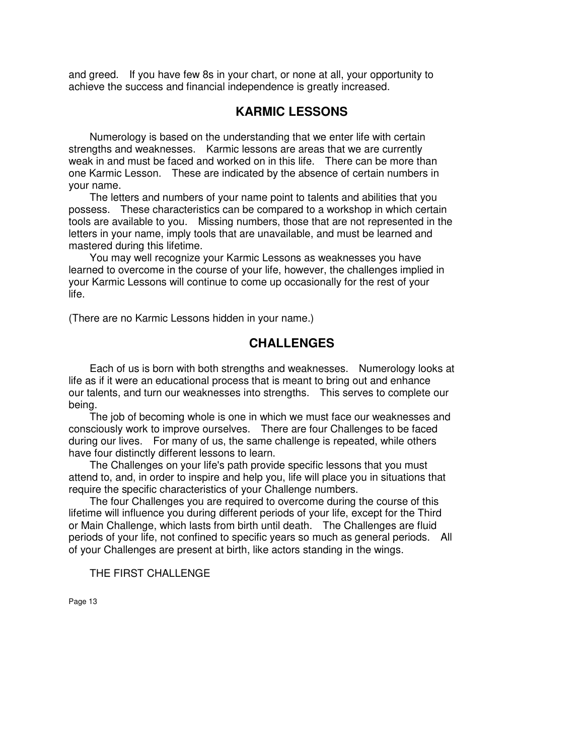and greed. If you have few 8s in your chart, or none at all, your opportunity to achieve the success and financial independence is greatly increased.

## KARMIC LESSONS

Numerology is based on the understanding that we enter life with certain strengths and weaknesses. Karmic lessons are areas that we are currently weak in and must be faced and worked on in this life. There can be more than one Karmic Lesson. These are indicated by the absence of certain numbers in your name.

The letters and numbers of your name point to talents and abilities that you possess. These characteristics can be compared to a workshop in which certain tools are available to you. Missing numbers, those that are not represented in the letters in your name, imply tools that are unavailable, and must be learned and mastered during this lifetime.

You may well recognize your Karmic Lessons as weaknesses you have learned to overcome in the course of your life, however, the challenges implied in your Karmic Lessons will continue to come up occasionally for the rest of your life.

(There are no Karmic Lessons hidden in your name.)

## CHALLENGES

Each of us is born with both strengths and weaknesses. Numerology looks at life as if it were an educational process that is meant to bring out and enhance our talents, and turn our weaknesses into strengths. This serves to complete our being.

The job of becoming whole is one in which we must face our weaknesses and consciously work to improve ourselves. There are four Challenges to be faced during our lives. For many of us, the same challenge is repeated, while others have four distinctly different lessons to learn.

The Challenges on your life's path provide specific lessons that you must attend to, and, in order to inspire and help you, life will place you in situations that require the specific characteristics of your Challenge numbers.

The four Challenges you are required to overcome during the course of this lifetime will influence you during different periods of your life, except for the Third or Main Challenge, which lasts from birth until death. The Challenges are fluid periods of your life, not confined to specific years so much as general periods. All of your Challenges are present at birth, like actors standing in the wings.

THE FIRST CHALLENGE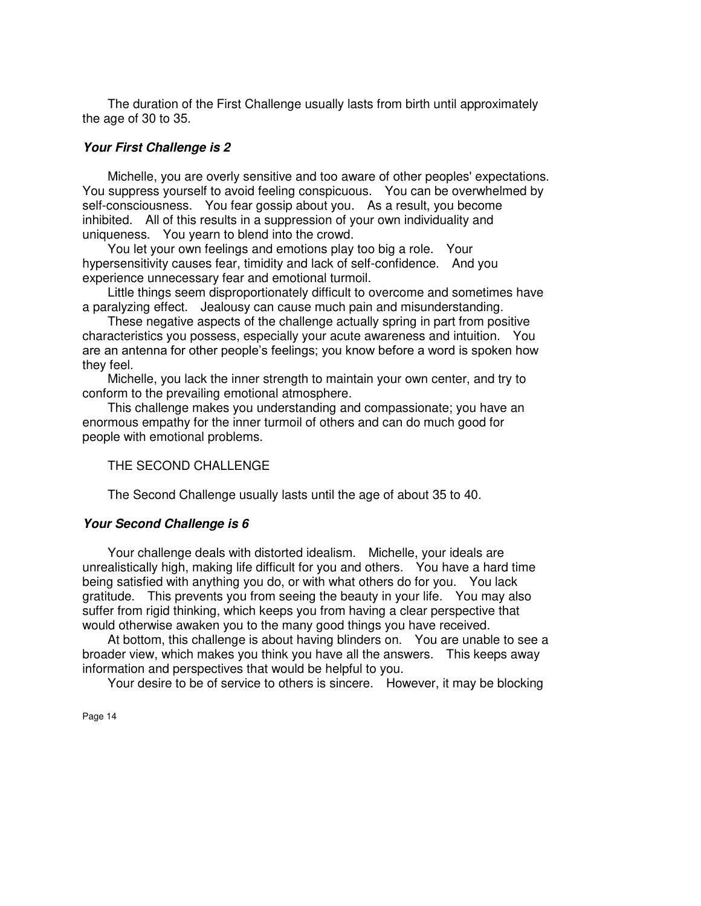The duration of the First Challenge usually lasts from birth until approximately the age of 30 to 35.

### ***Your First Challenge is 2***

Michelle, you are overly sensitive and too aware of other peoples' expectations. You suppress yourself to avoid feeling conspicuous. You can be overwhelmed by self-consciousness. You fear gossip about you. As a result, you become inhibited. All of this results in a suppression of your own individuality and uniqueness. You yearn to blend into the crowd.

You let your own feelings and emotions play too big a role. Your hypersensitivity causes fear, timidity and lack of self-confidence. And you experience unnecessary fear and emotional turmoil.

Little things seem disproportionately difficult to overcome and sometimes have a paralyzing effect. Jealousy can cause much pain and misunderstanding.

These negative aspects of the challenge actually spring in part from positive characteristics you possess, especially your acute awareness and intuition. You are an antenna for other people's feelings; you know before a word is spoken how they feel.

Michelle, you lack the inner strength to maintain your own center, and try to conform to the prevailing emotional atmosphere.

This challenge makes you understanding and compassionate; you have an enormous empathy for the inner turmoil of others and can do much good for people with emotional problems.

THE SECOND CHALLENGE

The Second Challenge usually lasts until the age of about 35 to 40.

### ***Your Second Challenge is 6***

Your challenge deals with distorted idealism. Michelle, your ideals are unrealistically high, making life difficult for you and others. You have a hard time being satisfied with anything you do, or with what others do for you. You lack gratitude. This prevents you from seeing the beauty in your life. You may also suffer from rigid thinking, which keeps you from having a clear perspective that would otherwise awaken you to the many good things you have received.

At bottom, this challenge is about having blinders on. You are unable to see a broader view, which makes you think you have all the answers. This keeps away information and perspectives that would be helpful to you.

Your desire to be of service to others is sincere. However, it may be blocking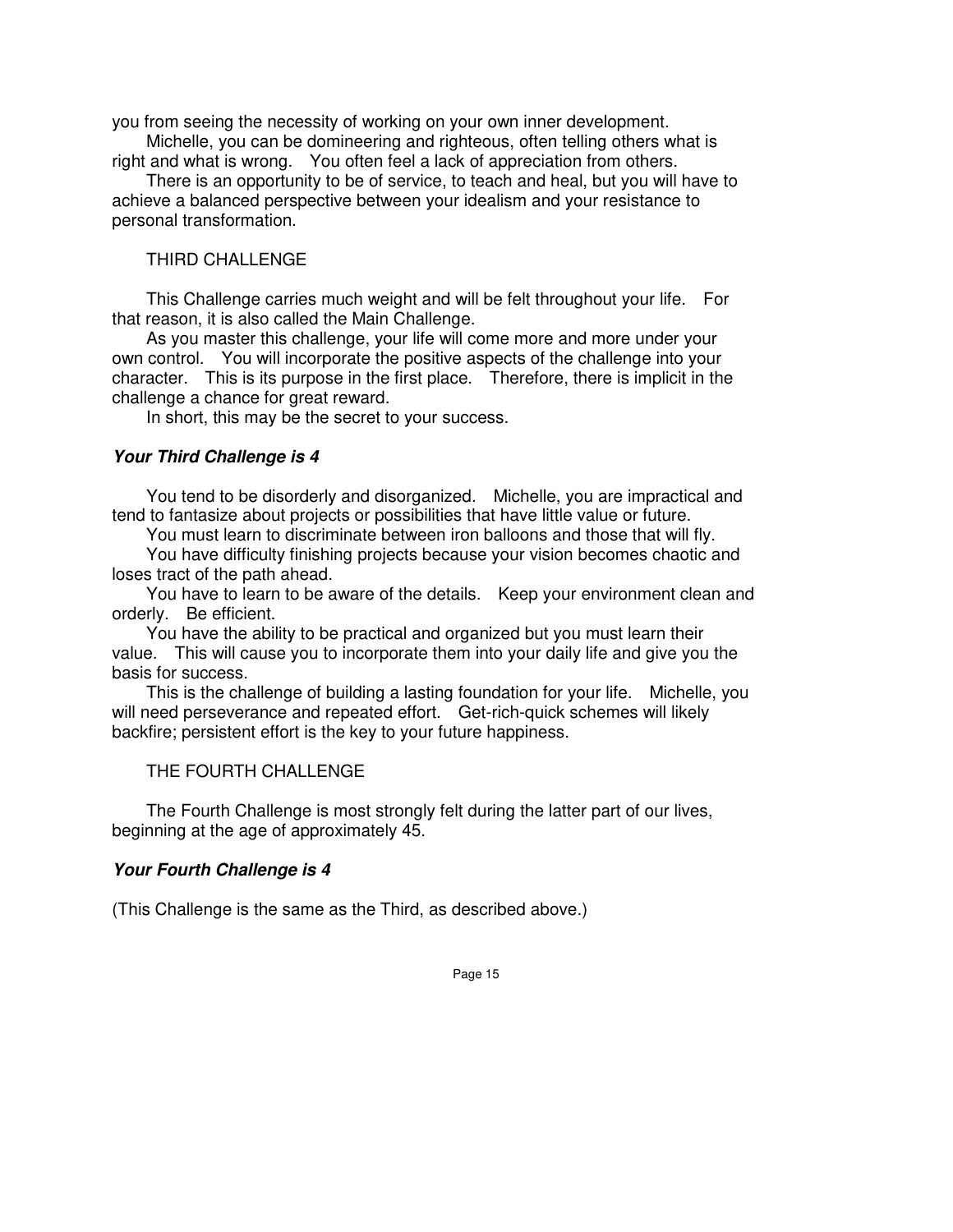you from seeing the necessity of working on your own inner development.

Michelle, you can be domineering and righteous, often telling others what is right and what is wrong. You often feel a lack of appreciation from others.

There is an opportunity to be of service, to teach and heal, but you will have to achieve a balanced perspective between your idealism and your resistance to personal transformation.

THIRD CHALLENGE

This Challenge carries much weight and will be felt throughout your life. For that reason, it is also called the Main Challenge.

As you master this challenge, your life will come more and more under your own control. You will incorporate the positive aspects of the challenge into your character. This is its purpose in the first place. Therefore, there is implicit in the challenge a chance for great reward.

In short, this may be the secret to your success.

***Your Third Challenge is 4***

You tend to be disorderly and disorganized. Michelle, you are impractical and tend to fantasize about projects or possibilities that have little value or future.

You must learn to discriminate between iron balloons and those that will fly.

You have difficulty finishing projects because your vision becomes chaotic and loses tract of the path ahead.

You have to learn to be aware of the details. Keep your environment clean and orderly. Be efficient.

You have the ability to be practical and organized but you must learn their value. This will cause you to incorporate them into your daily life and give you the basis for success.

This is the challenge of building a lasting foundation for your life. Michelle, you will need perseverance and repeated effort. Get-rich-quick schemes will likely backfire; persistent effort is the key to your future happiness.

THE FOURTH CHALLENGE

The Fourth Challenge is most strongly felt during the latter part of our lives, beginning at the age of approximately 45.

***Your Fourth Challenge is 4***

(This Challenge is the same as the Third, as described above.)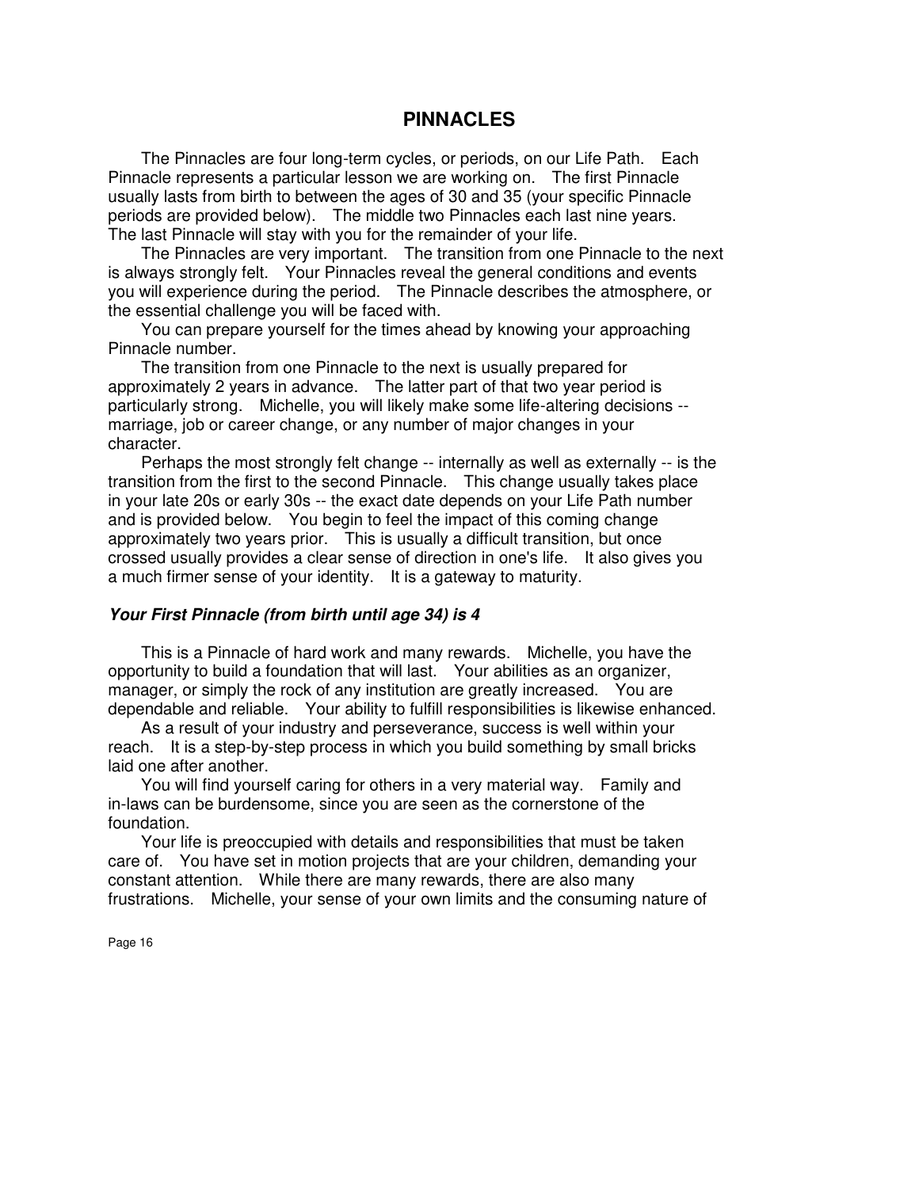# PINNACLES

The Pinnacles are four long-term cycles, or periods, on our Life Path. Each Pinnacle represents a particular lesson we are working on. The first Pinnacle usually lasts from birth to between the ages of 30 and 35 (your specific Pinnacle periods are provided below). The middle two Pinnacles each last nine years. The last Pinnacle will stay with you for the remainder of your life.

The Pinnacles are very important. The transition from one Pinnacle to the next is always strongly felt. Your Pinnacles reveal the general conditions and events you will experience during the period. The Pinnacle describes the atmosphere, or the essential challenge you will be faced with.

You can prepare yourself for the times ahead by knowing your approaching Pinnacle number.

The transition from one Pinnacle to the next is usually prepared for approximately 2 years in advance. The latter part of that two year period is particularly strong. Michelle, you will likely make some life-altering decisions -- marriage, job or career change, or any number of major changes in your character.

Perhaps the most strongly felt change -- internally as well as externally -- is the transition from the first to the second Pinnacle. This change usually takes place in your late 20s or early 30s -- the exact date depends on your Life Path number and is provided below. You begin to feel the impact of this coming change approximately two years prior. This is usually a difficult transition, but once crossed usually provides a clear sense of direction in one's life. It also gives you a much firmer sense of your identity. It is a gateway to maturity.

### *Your First Pinnacle (from birth until age 34) is 4*

This is a Pinnacle of hard work and many rewards. Michelle, you have the opportunity to build a foundation that will last. Your abilities as an organizer, manager, or simply the rock of any institution are greatly increased. You are dependable and reliable. Your ability to fulfill responsibilities is likewise enhanced.

As a result of your industry and perseverance, success is well within your reach. It is a step-by-step process in which you build something by small bricks laid one after another.

You will find yourself caring for others in a very material way. Family and in-laws can be burdensome, since you are seen as the cornerstone of the foundation.

Your life is preoccupied with details and responsibilities that must be taken care of. You have set in motion projects that are your children, demanding your constant attention. While there are many rewards, there are also many frustrations. Michelle, your sense of your own limits and the consuming nature of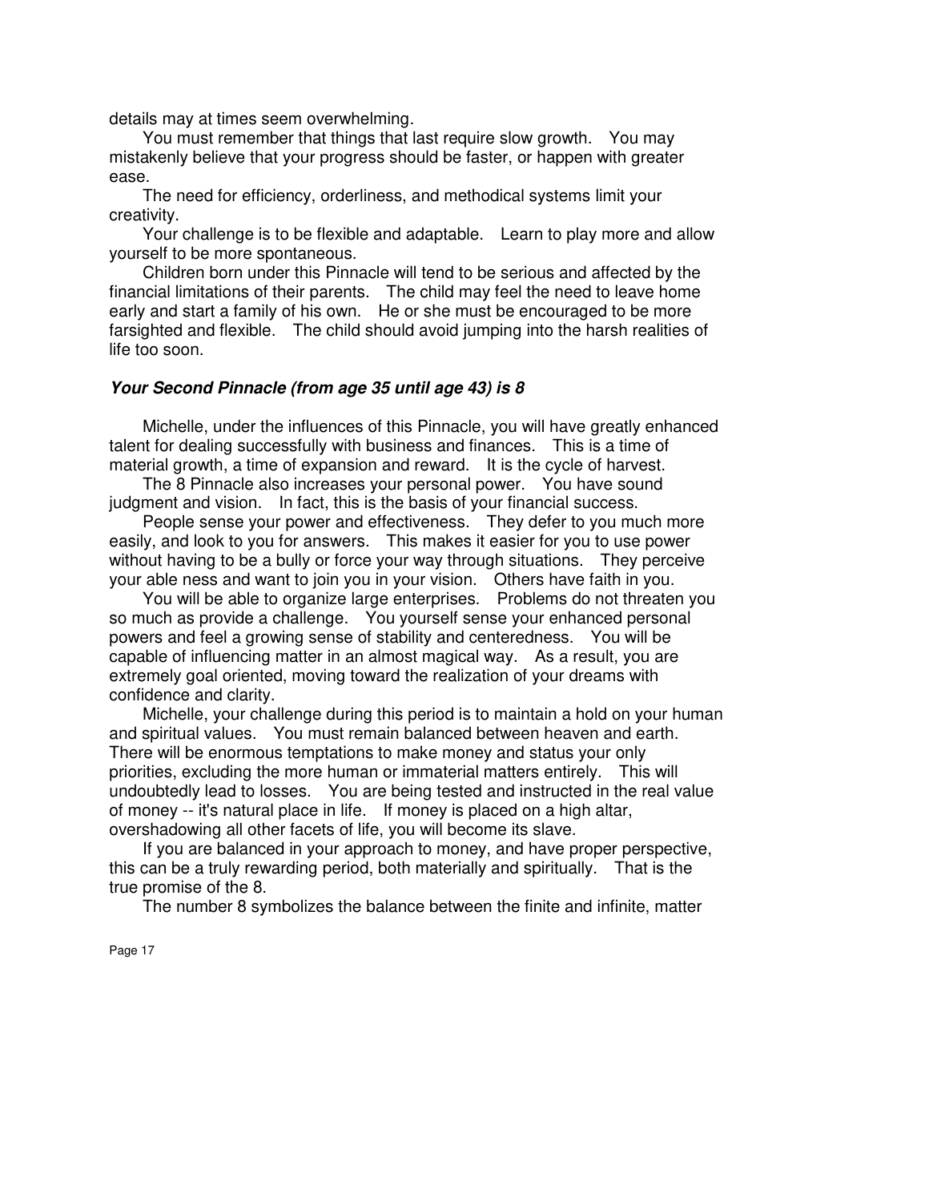details may at times seem overwhelming.

You must remember that things that last require slow growth. You may mistakenly believe that your progress should be faster, or happen with greater ease.

The need for efficiency, orderliness, and methodical systems limit your creativity.

Your challenge is to be flexible and adaptable. Learn to play more and allow yourself to be more spontaneous.

Children born under this Pinnacle will tend to be serious and affected by the financial limitations of their parents. The child may feel the need to leave home early and start a family of his own. He or she must be encouraged to be more farsighted and flexible. The child should avoid jumping into the harsh realities of life too soon.

### ***Your Second Pinnacle (from age 35 until age 43) is 8***

Michelle, under the influences of this Pinnacle, you will have greatly enhanced talent for dealing successfully with business and finances. This is a time of material growth, a time of expansion and reward. It is the cycle of harvest.

The 8 Pinnacle also increases your personal power. You have sound judgment and vision. In fact, this is the basis of your financial success.

People sense your power and effectiveness. They defer to you much more easily, and look to you for answers. This makes it easier for you to use power without having to be a bully or force your way through situations. They perceive your able ness and want to join you in your vision. Others have faith in you.

You will be able to organize large enterprises. Problems do not threaten you so much as provide a challenge. You yourself sense your enhanced personal powers and feel a growing sense of stability and centeredness. You will be capable of influencing matter in an almost magical way. As a result, you are extremely goal oriented, moving toward the realization of your dreams with confidence and clarity.

Michelle, your challenge during this period is to maintain a hold on your human and spiritual values. You must remain balanced between heaven and earth. There will be enormous temptations to make money and status your only priorities, excluding the more human or immaterial matters entirely. This will undoubtedly lead to losses. You are being tested and instructed in the real value of money -- it's natural place in life. If money is placed on a high altar, overshadowing all other facets of life, you will become its slave.

If you are balanced in your approach to money, and have proper perspective, this can be a truly rewarding period, both materially and spiritually. That is the true promise of the 8.

The number 8 symbolizes the balance between the finite and infinite, matter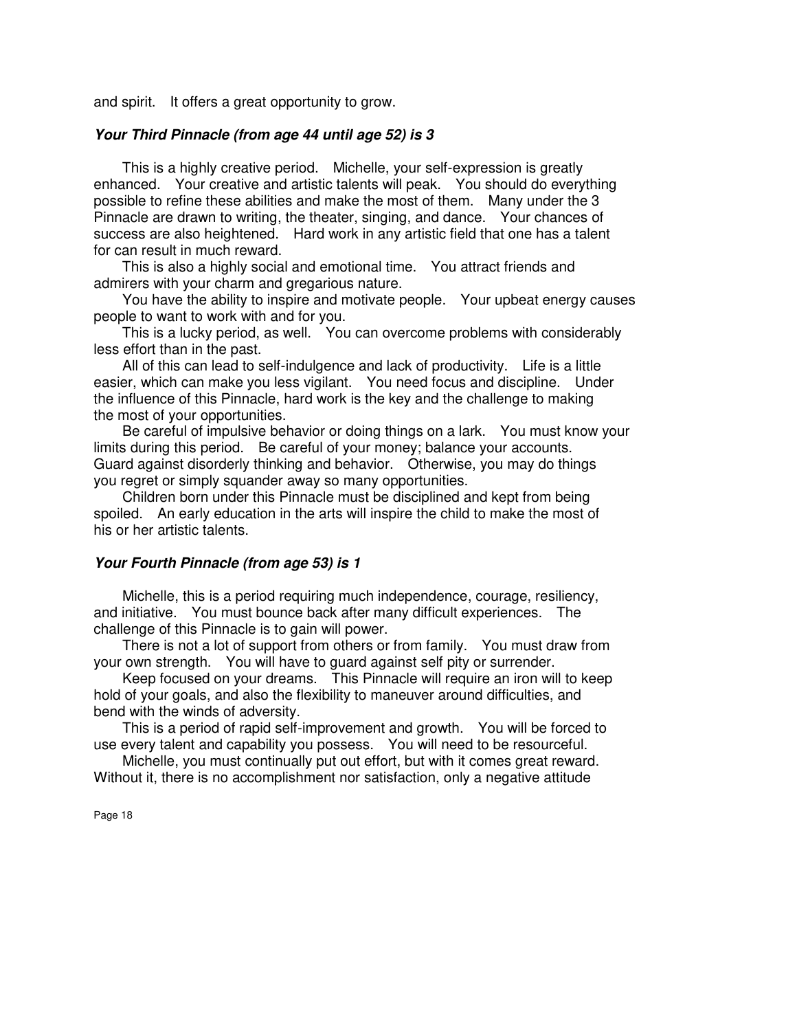and spirit. It offers a great opportunity to grow.

### *Your Third Pinnacle (from age 44 until age 52) is 3*

This is a highly creative period. Michelle, your self-expression is greatly enhanced. Your creative and artistic talents will peak. You should do everything possible to refine these abilities and make the most of them. Many under the 3 Pinnacle are drawn to writing, the theater, singing, and dance. Your chances of success are also heightened. Hard work in any artistic field that one has a talent for can result in much reward.

This is also a highly social and emotional time. You attract friends and admirers with your charm and gregarious nature.

You have the ability to inspire and motivate people. Your upbeat energy causes people to want to work with and for you.

This is a lucky period, as well. You can overcome problems with considerably less effort than in the past.

All of this can lead to self-indulgence and lack of productivity. Life is a little easier, which can make you less vigilant. You need focus and discipline. Under the influence of this Pinnacle, hard work is the key and the challenge to making the most of your opportunities.

Be careful of impulsive behavior or doing things on a lark. You must know your limits during this period. Be careful of your money; balance your accounts. Guard against disorderly thinking and behavior. Otherwise, you may do things you regret or simply squander away so many opportunities.

Children born under this Pinnacle must be disciplined and kept from being spoiled. An early education in the arts will inspire the child to make the most of his or her artistic talents.

### *Your Fourth Pinnacle (from age 53) is 1*

Michelle, this is a period requiring much independence, courage, resiliency, and initiative. You must bounce back after many difficult experiences. The challenge of this Pinnacle is to gain will power.

There is not a lot of support from others or from family. You must draw from your own strength. You will have to guard against self pity or surrender.

Keep focused on your dreams. This Pinnacle will require an iron will to keep hold of your goals, and also the flexibility to maneuver around difficulties, and bend with the winds of adversity.

This is a period of rapid self-improvement and growth. You will be forced to use every talent and capability you possess. You will need to be resourceful.

Michelle, you must continually put out effort, but with it comes great reward. Without it, there is no accomplishment nor satisfaction, only a negative attitude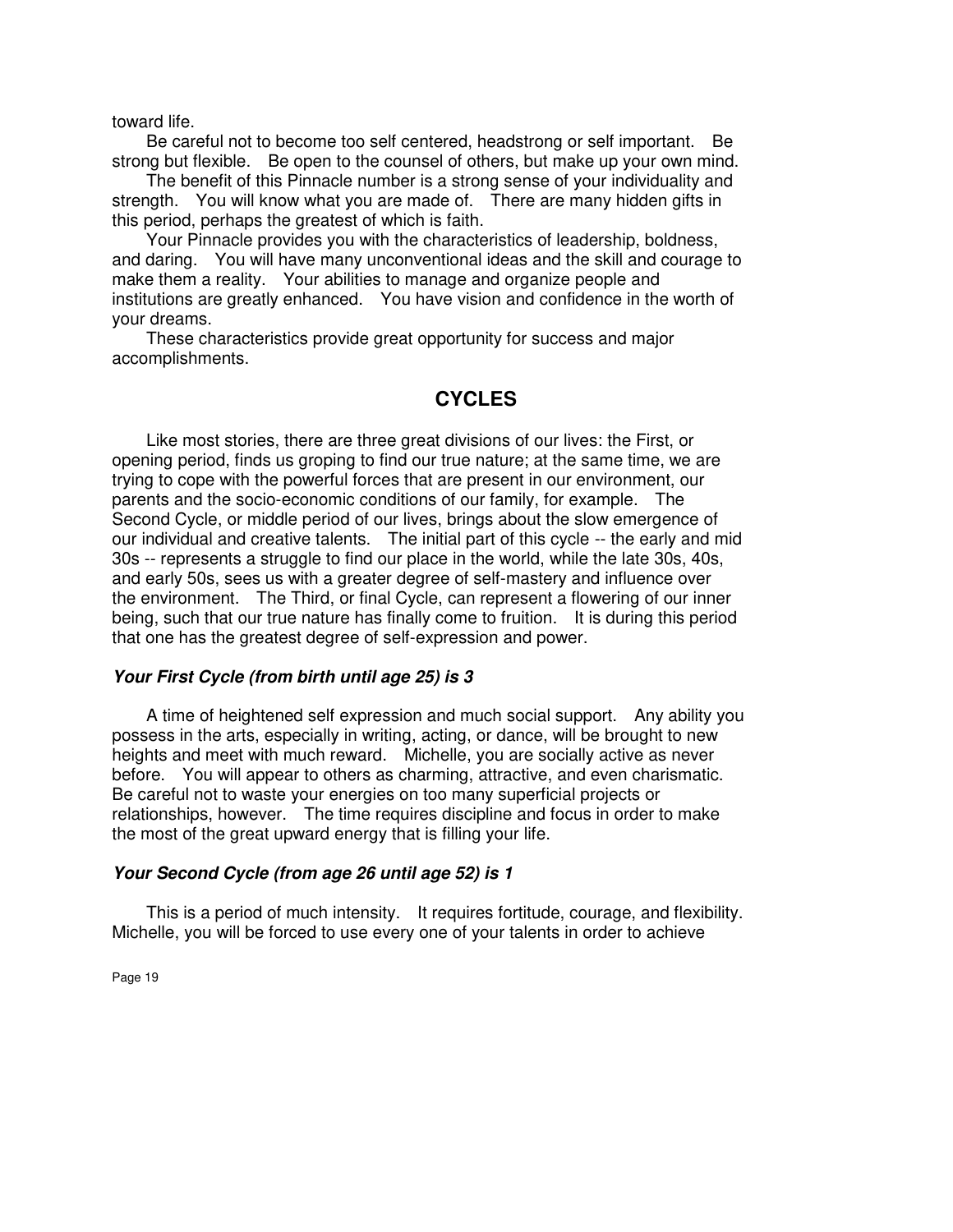toward life.

Be careful not to become too self centered, headstrong or self important. Be strong but flexible. Be open to the counsel of others, but make up your own mind.

The benefit of this Pinnacle number is a strong sense of your individuality and strength. You will know what you are made of. There are many hidden gifts in this period, perhaps the greatest of which is faith.

Your Pinnacle provides you with the characteristics of leadership, boldness, and daring. You will have many unconventional ideas and the skill and courage to make them a reality. Your abilities to manage and organize people and institutions are greatly enhanced. You have vision and confidence in the worth of your dreams.

These characteristics provide great opportunity for success and major accomplishments.

## CYCLES

Like most stories, there are three great divisions of our lives: the First, or opening period, finds us groping to find our true nature; at the same time, we are trying to cope with the powerful forces that are present in our environment, our parents and the socio-economic conditions of our family, for example. The Second Cycle, or middle period of our lives, brings about the slow emergence of our individual and creative talents. The initial part of this cycle -- the early and mid 30s -- represents a struggle to find our place in the world, while the late 30s, 40s, and early 50s, sees us with a greater degree of self-mastery and influence over the environment. The Third, or final Cycle, can represent a flowering of our inner being, such that our true nature has finally come to fruition. It is during this period that one has the greatest degree of self-expression and power.

### *Your First Cycle (from birth until age 25) is 3*

A time of heightened self expression and much social support. Any ability you possess in the arts, especially in writing, acting, or dance, will be brought to new heights and meet with much reward. Michelle, you are socially active as never before. You will appear to others as charming, attractive, and even charismatic. Be careful not to waste your energies on too many superficial projects or relationships, however. The time requires discipline and focus in order to make the most of the great upward energy that is filling your life.

### *Your Second Cycle (from age 26 until age 52) is 1*

This is a period of much intensity. It requires fortitude, courage, and flexibility. Michelle, you will be forced to use every one of your talents in order to achieve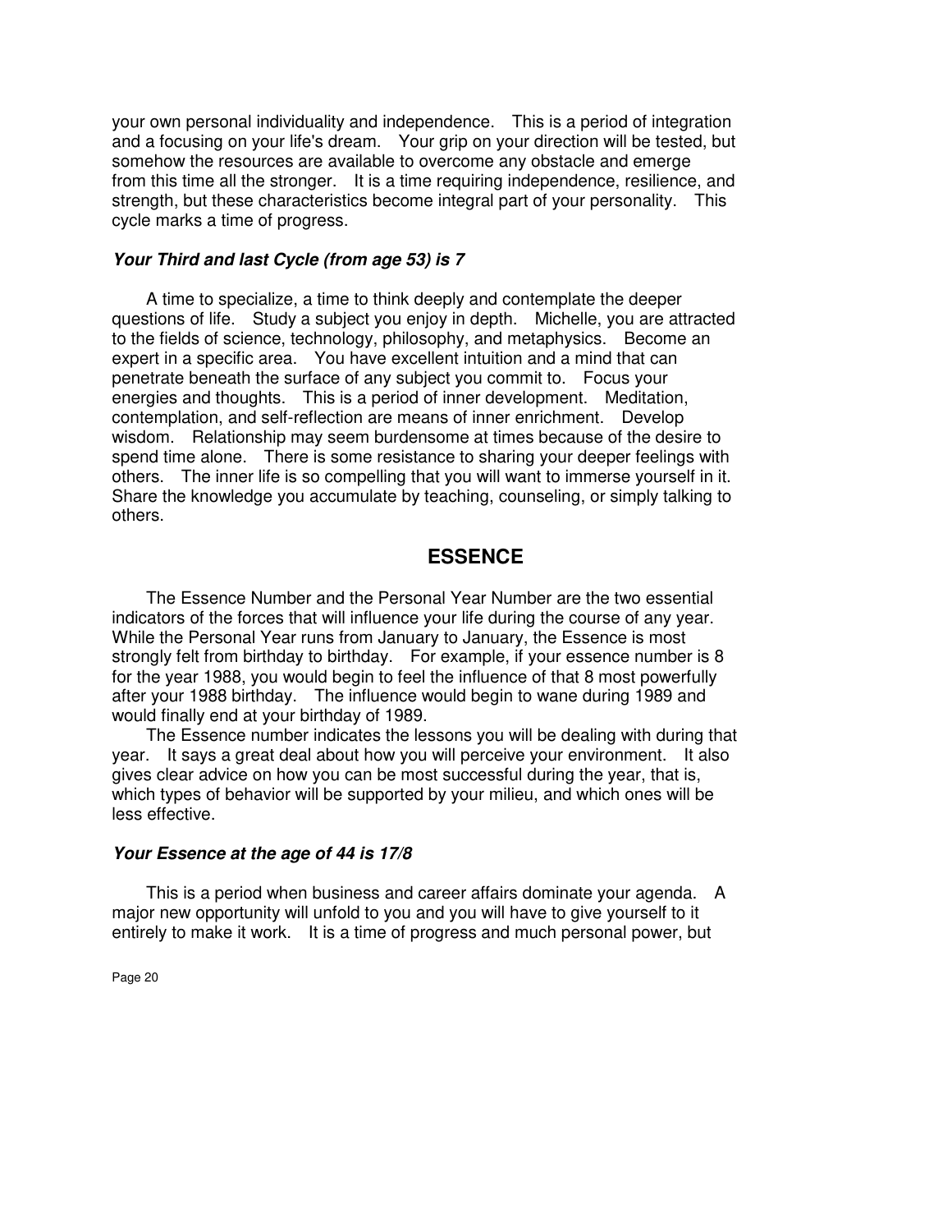your own personal individuality and independence. This is a period of integration and a focusing on your life's dream. Your grip on your direction will be tested, but somehow the resources are available to overcome any obstacle and emerge from this time all the stronger. It is a time requiring independence, resilience, and strength, but these characteristics become integral part of your personality. This cycle marks a time of progress.

***Your Third and last Cycle (from age 53) is 7***

A time to specialize, a time to think deeply and contemplate the deeper questions of life. Study a subject you enjoy in depth. Michelle, you are attracted to the fields of science, technology, philosophy, and metaphysics. Become an expert in a specific area. You have excellent intuition and a mind that can penetrate beneath the surface of any subject you commit to. Focus your energies and thoughts. This is a period of inner development. Meditation, contemplation, and self-reflection are means of inner enrichment. Develop wisdom. Relationship may seem burdensome at times because of the desire to spend time alone. There is some resistance to sharing your deeper feelings with others. The inner life is so compelling that you will want to immerse yourself in it. Share the knowledge you accumulate by teaching, counseling, or simply talking to others.

## ESSENCE

The Essence Number and the Personal Year Number are the two essential indicators of the forces that will influence your life during the course of any year. While the Personal Year runs from January to January, the Essence is most strongly felt from birthday to birthday. For example, if your essence number is 8 for the year 1988, you would begin to feel the influence of that 8 most powerfully after your 1988 birthday. The influence would begin to wane during 1989 and would finally end at your birthday of 1989.

The Essence number indicates the lessons you will be dealing with during that year. It says a great deal about how you will perceive your environment. It also gives clear advice on how you can be most successful during the year, that is, which types of behavior will be supported by your milieu, and which ones will be less effective.

***Your Essence at the age of 44 is 17/8***

This is a period when business and career affairs dominate your agenda. A major new opportunity will unfold to you and you will have to give yourself to it entirely to make it work. It is a time of progress and much personal power, but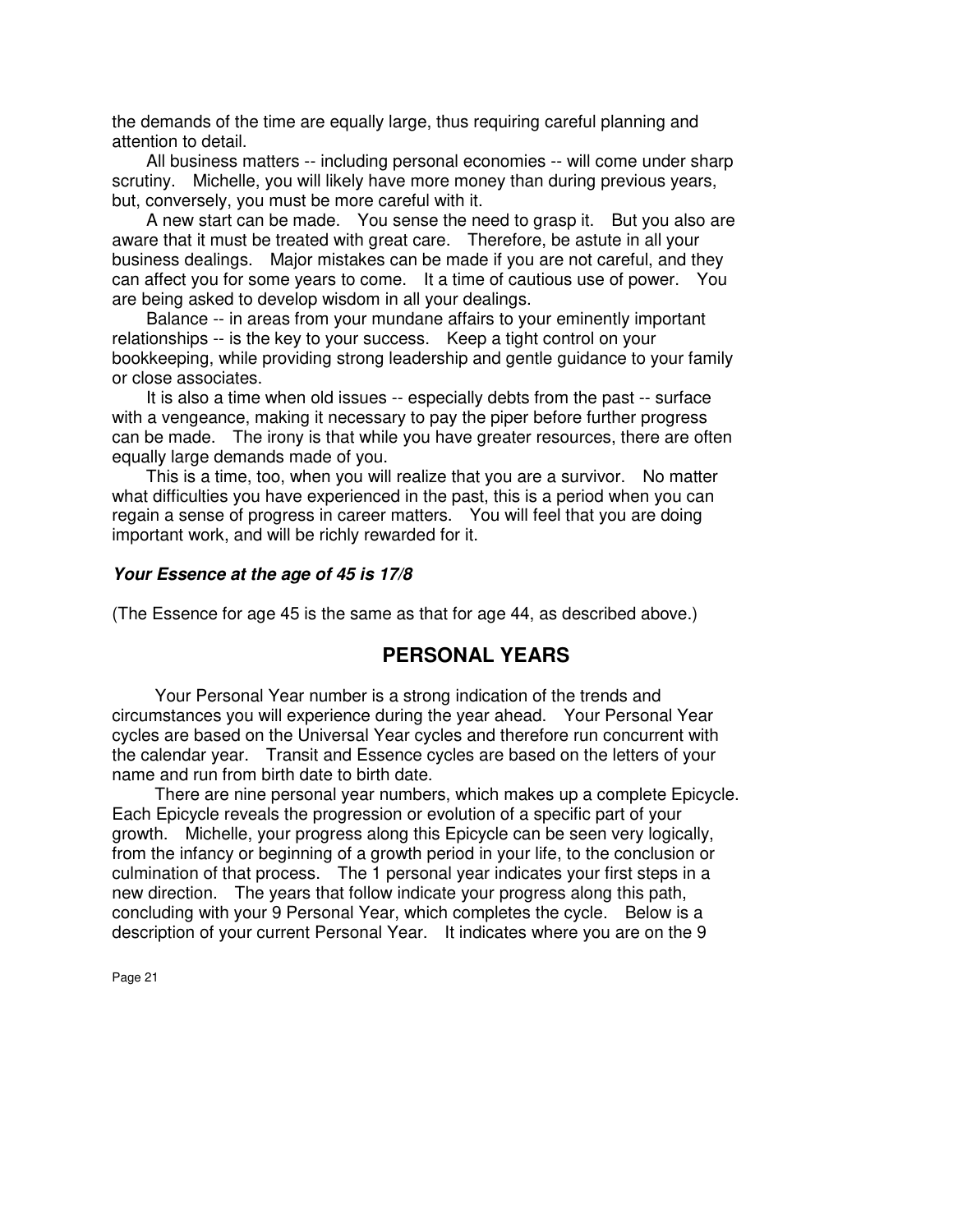the demands of the time are equally large, thus requiring careful planning and attention to detail.

All business matters -- including personal economies -- will come under sharp scrutiny. Michelle, you will likely have more money than during previous years, but, conversely, you must be more careful with it.

A new start can be made. You sense the need to grasp it. But you also are aware that it must be treated with great care. Therefore, be astute in all your business dealings. Major mistakes can be made if you are not careful, and they can affect you for some years to come. It a time of cautious use of power. You are being asked to develop wisdom in all your dealings.

Balance -- in areas from your mundane affairs to your eminently important relationships -- is the key to your success. Keep a tight control on your bookkeeping, while providing strong leadership and gentle guidance to your family or close associates.

It is also a time when old issues -- especially debts from the past -- surface with a vengeance, making it necessary to pay the piper before further progress can be made. The irony is that while you have greater resources, there are often equally large demands made of you.

This is a time, too, when you will realize that you are a survivor. No matter what difficulties you have experienced in the past, this is a period when you can regain a sense of progress in career matters. You will feel that you are doing important work, and will be richly rewarded for it.

***Your Essence at the age of 45 is 17/8***

(The Essence for age 45 is the same as that for age 44, as described above.)

## PERSONAL YEARS

Your Personal Year number is a strong indication of the trends and circumstances you will experience during the year ahead. Your Personal Year cycles are based on the Universal Year cycles and therefore run concurrent with the calendar year. Transit and Essence cycles are based on the letters of your name and run from birth date to birth date.

There are nine personal year numbers, which makes up a complete Epicycle. Each Epicycle reveals the progression or evolution of a specific part of your growth. Michelle, your progress along this Epicycle can be seen very logically, from the infancy or beginning of a growth period in your life, to the conclusion or culmination of that process. The 1 personal year indicates your first steps in a new direction. The years that follow indicate your progress along this path, concluding with your 9 Personal Year, which completes the cycle. Below is a description of your current Personal Year. It indicates where you are on the 9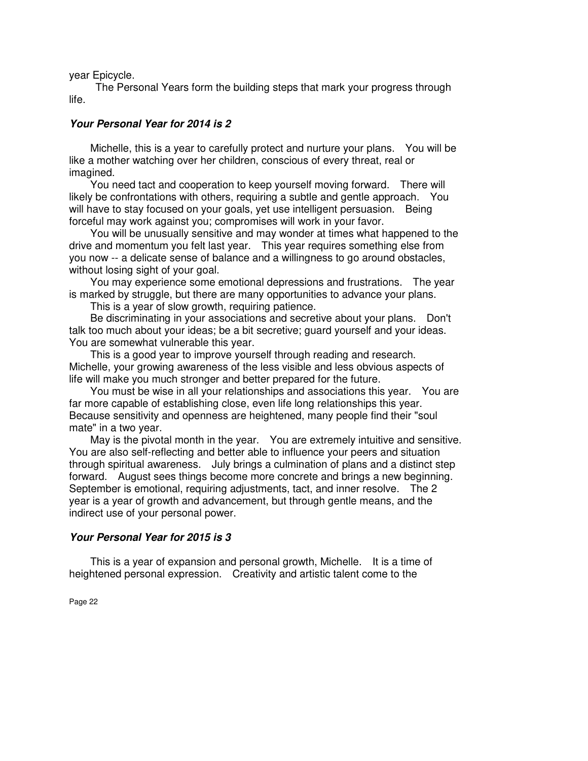year Epicycle.

The Personal Years form the building steps that mark your progress through life.

### *Your Personal Year for 2014 is 2*

Michelle, this is a year to carefully protect and nurture your plans. You will be like a mother watching over her children, conscious of every threat, real or imagined.

You need tact and cooperation to keep yourself moving forward. There will likely be confrontations with others, requiring a subtle and gentle approach. You will have to stay focused on your goals, yet use intelligent persuasion. Being forceful may work against you; compromises will work in your favor.

You will be unusually sensitive and may wonder at times what happened to the drive and momentum you felt last year. This year requires something else from you now -- a delicate sense of balance and a willingness to go around obstacles, without losing sight of your goal.

You may experience some emotional depressions and frustrations. The year is marked by struggle, but there are many opportunities to advance your plans.

This is a year of slow growth, requiring patience.

Be discriminating in your associations and secretive about your plans. Don't talk too much about your ideas; be a bit secretive; guard yourself and your ideas. You are somewhat vulnerable this year.

This is a good year to improve yourself through reading and research. Michelle, your growing awareness of the less visible and less obvious aspects of life will make you much stronger and better prepared for the future.

You must be wise in all your relationships and associations this year. You are far more capable of establishing close, even life long relationships this year. Because sensitivity and openness are heightened, many people find their "soul mate" in a two year.

May is the pivotal month in the year. You are extremely intuitive and sensitive. You are also self-reflecting and better able to influence your peers and situation through spiritual awareness. July brings a culmination of plans and a distinct step forward. August sees things become more concrete and brings a new beginning. September is emotional, requiring adjustments, tact, and inner resolve. The 2 year is a year of growth and advancement, but through gentle means, and the indirect use of your personal power.

### *Your Personal Year for 2015 is 3*

This is a year of expansion and personal growth, Michelle. It is a time of heightened personal expression. Creativity and artistic talent come to the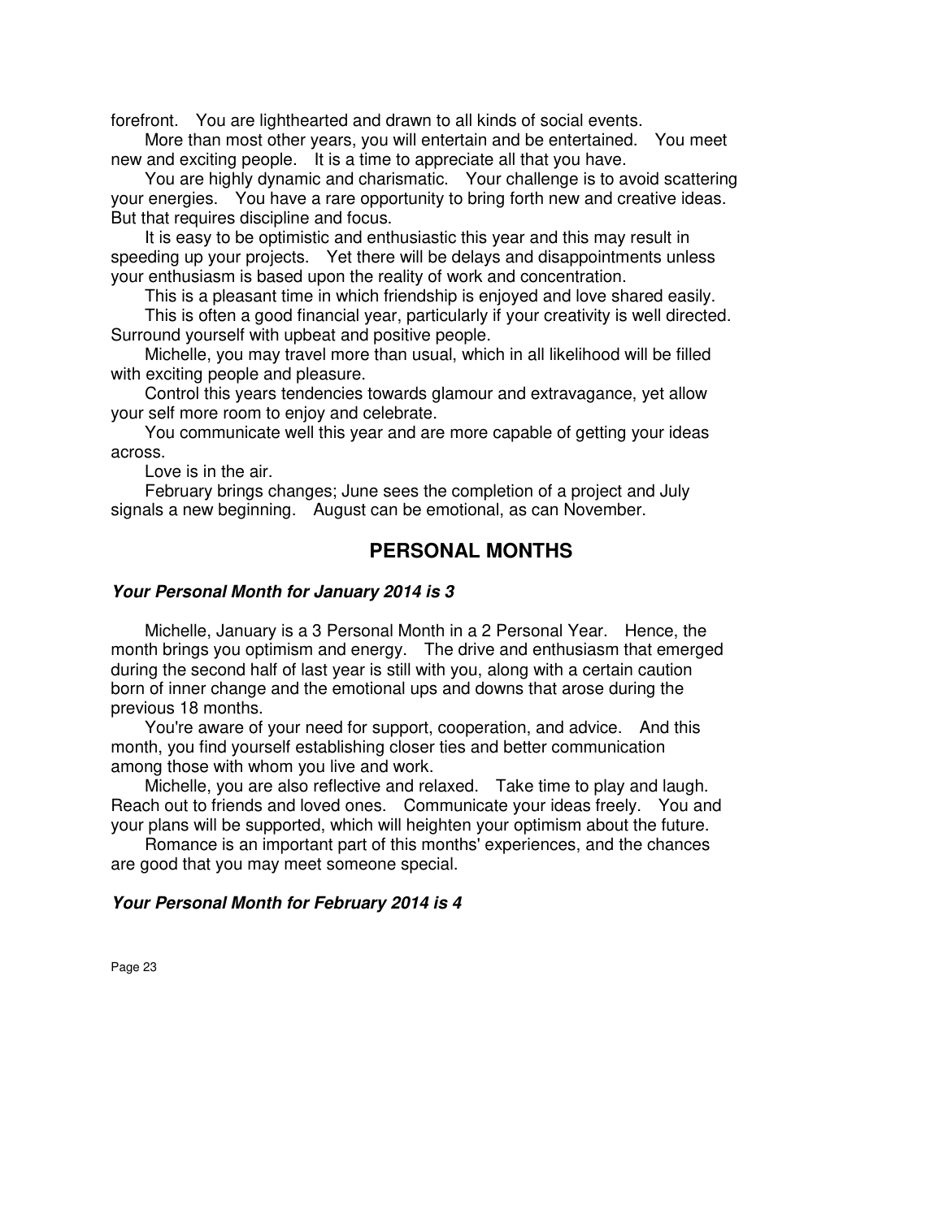forefront. You are lighthearted and drawn to all kinds of social events.

More than most other years, you will entertain and be entertained. You meet new and exciting people. It is a time to appreciate all that you have.

You are highly dynamic and charismatic. Your challenge is to avoid scattering your energies. You have a rare opportunity to bring forth new and creative ideas. But that requires discipline and focus.

It is easy to be optimistic and enthusiastic this year and this may result in speeding up your projects. Yet there will be delays and disappointments unless your enthusiasm is based upon the reality of work and concentration.

This is a pleasant time in which friendship is enjoyed and love shared easily.

This is often a good financial year, particularly if your creativity is well directed. Surround yourself with upbeat and positive people.

Michelle, you may travel more than usual, which in all likelihood will be filled with exciting people and pleasure.

Control this years tendencies towards glamour and extravagance, yet allow your self more room to enjoy and celebrate.

You communicate well this year and are more capable of getting your ideas across.

Love is in the air.

February brings changes; June sees the completion of a project and July signals a new beginning. August can be emotional, as can November.

## PERSONAL MONTHS

### *Your Personal Month for January 2014 is 3*

Michelle, January is a 3 Personal Month in a 2 Personal Year. Hence, the month brings you optimism and energy. The drive and enthusiasm that emerged during the second half of last year is still with you, along with a certain caution born of inner change and the emotional ups and downs that arose during the previous 18 months.

You're aware of your need for support, cooperation, and advice. And this month, you find yourself establishing closer ties and better communication among those with whom you live and work.

Michelle, you are also reflective and relaxed. Take time to play and laugh. Reach out to friends and loved ones. Communicate your ideas freely. You and your plans will be supported, which will heighten your optimism about the future.

Romance is an important part of this months' experiences, and the chances are good that you may meet someone special.

### *Your Personal Month for February 2014 is 4*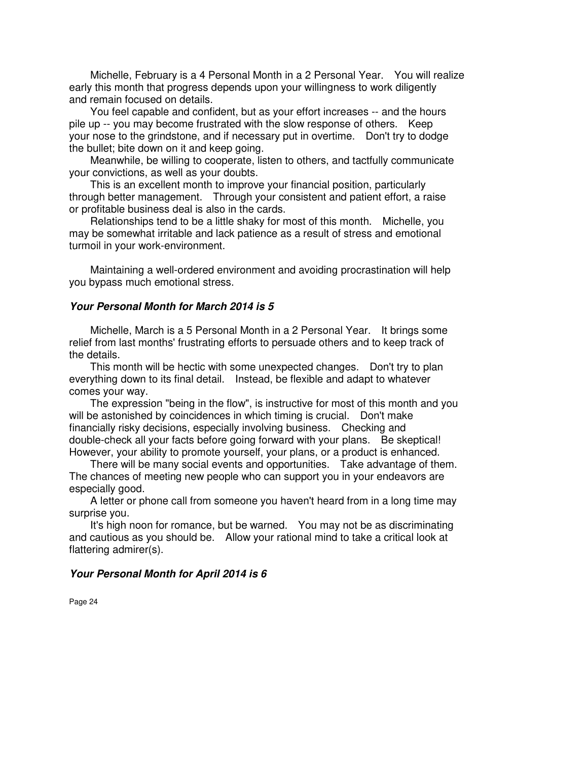Michelle, February is a 4 Personal Month in a 2 Personal Year. You will realize early this month that progress depends upon your willingness to work diligently and remain focused on details.

You feel capable and confident, but as your effort increases -- and the hours pile up -- you may become frustrated with the slow response of others. Keep your nose to the grindstone, and if necessary put in overtime. Don't try to dodge the bullet; bite down on it and keep going.

Meanwhile, be willing to cooperate, listen to others, and tactfully communicate your convictions, as well as your doubts.

This is an excellent month to improve your financial position, particularly through better management. Through your consistent and patient effort, a raise or profitable business deal is also in the cards.

Relationships tend to be a little shaky for most of this month. Michelle, you may be somewhat irritable and lack patience as a result of stress and emotional turmoil in your work-environment.

Maintaining a well-ordered environment and avoiding procrastination will help you bypass much emotional stress.

### *Your Personal Month for March 2014 is 5*

Michelle, March is a 5 Personal Month in a 2 Personal Year. It brings some relief from last months' frustrating efforts to persuade others and to keep track of the details.

This month will be hectic with some unexpected changes. Don't try to plan everything down to its final detail. Instead, be flexible and adapt to whatever comes your way.

The expression "being in the flow", is instructive for most of this month and you will be astonished by coincidences in which timing is crucial. Don't make financially risky decisions, especially involving business. Checking and double-check all your facts before going forward with your plans. Be skeptical! However, your ability to promote yourself, your plans, or a product is enhanced.

There will be many social events and opportunities. Take advantage of them. The chances of meeting new people who can support you in your endeavors are especially good.

A letter or phone call from someone you haven't heard from in a long time may surprise you.

It's high noon for romance, but be warned. You may not be as discriminating and cautious as you should be. Allow your rational mind to take a critical look at flattering admirer(s).

### *Your Personal Month for April 2014 is 6*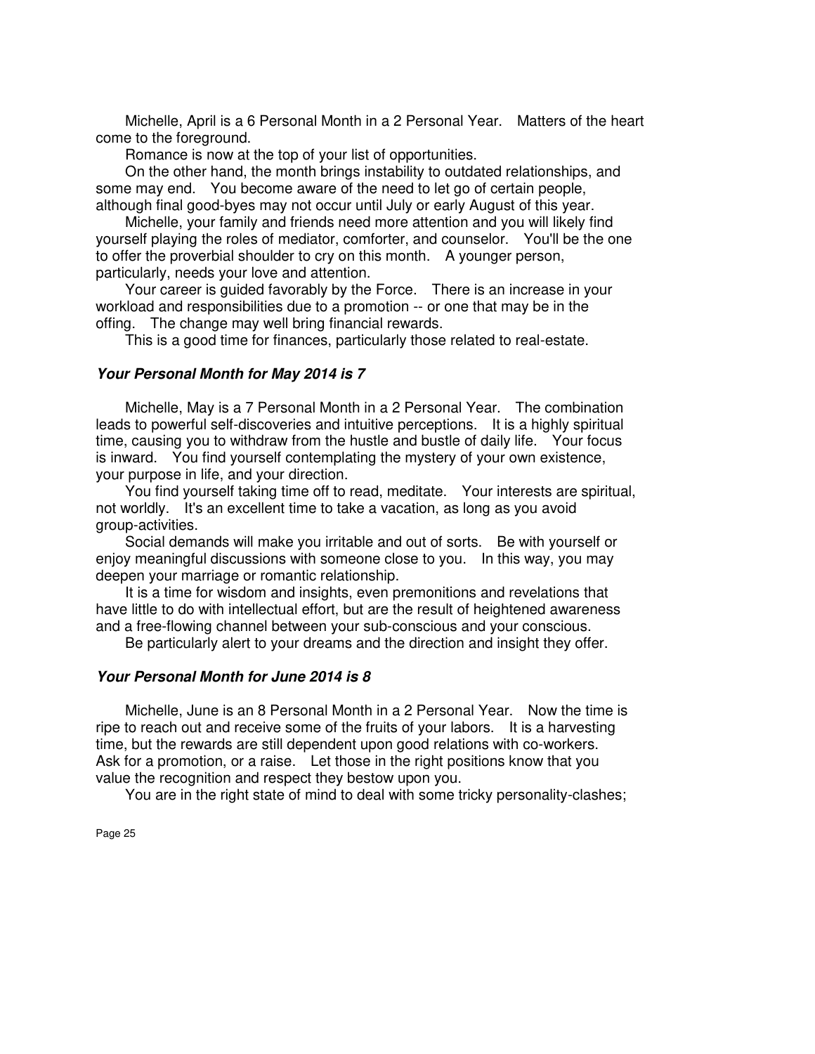Michelle, April is a 6 Personal Month in a 2 Personal Year. Matters of the heart come to the foreground.

Romance is now at the top of your list of opportunities.

On the other hand, the month brings instability to outdated relationships, and some may end. You become aware of the need to let go of certain people, although final good-byes may not occur until July or early August of this year.

Michelle, your family and friends need more attention and you will likely find yourself playing the roles of mediator, comforter, and counselor. You'll be the one to offer the proverbial shoulder to cry on this month. A younger person, particularly, needs your love and attention.

Your career is guided favorably by the Force. There is an increase in your workload and responsibilities due to a promotion -- or one that may be in the offing. The change may well bring financial rewards.

This is a good time for finances, particularly those related to real-estate.

### *Your Personal Month for May 2014 is 7*

Michelle, May is a 7 Personal Month in a 2 Personal Year. The combination leads to powerful self-discoveries and intuitive perceptions. It is a highly spiritual time, causing you to withdraw from the hustle and bustle of daily life. Your focus is inward. You find yourself contemplating the mystery of your own existence, your purpose in life, and your direction.

You find yourself taking time off to read, meditate. Your interests are spiritual, not worldly. It's an excellent time to take a vacation, as long as you avoid group-activities.

Social demands will make you irritable and out of sorts. Be with yourself or enjoy meaningful discussions with someone close to you. In this way, you may deepen your marriage or romantic relationship.

It is a time for wisdom and insights, even premonitions and revelations that have little to do with intellectual effort, but are the result of heightened awareness and a free-flowing channel between your sub-conscious and your conscious.

Be particularly alert to your dreams and the direction and insight they offer.

### *Your Personal Month for June 2014 is 8*

Michelle, June is an 8 Personal Month in a 2 Personal Year. Now the time is ripe to reach out and receive some of the fruits of your labors. It is a harvesting time, but the rewards are still dependent upon good relations with co-workers. Ask for a promotion, or a raise. Let those in the right positions know that you value the recognition and respect they bestow upon you.

You are in the right state of mind to deal with some tricky personality-clashes;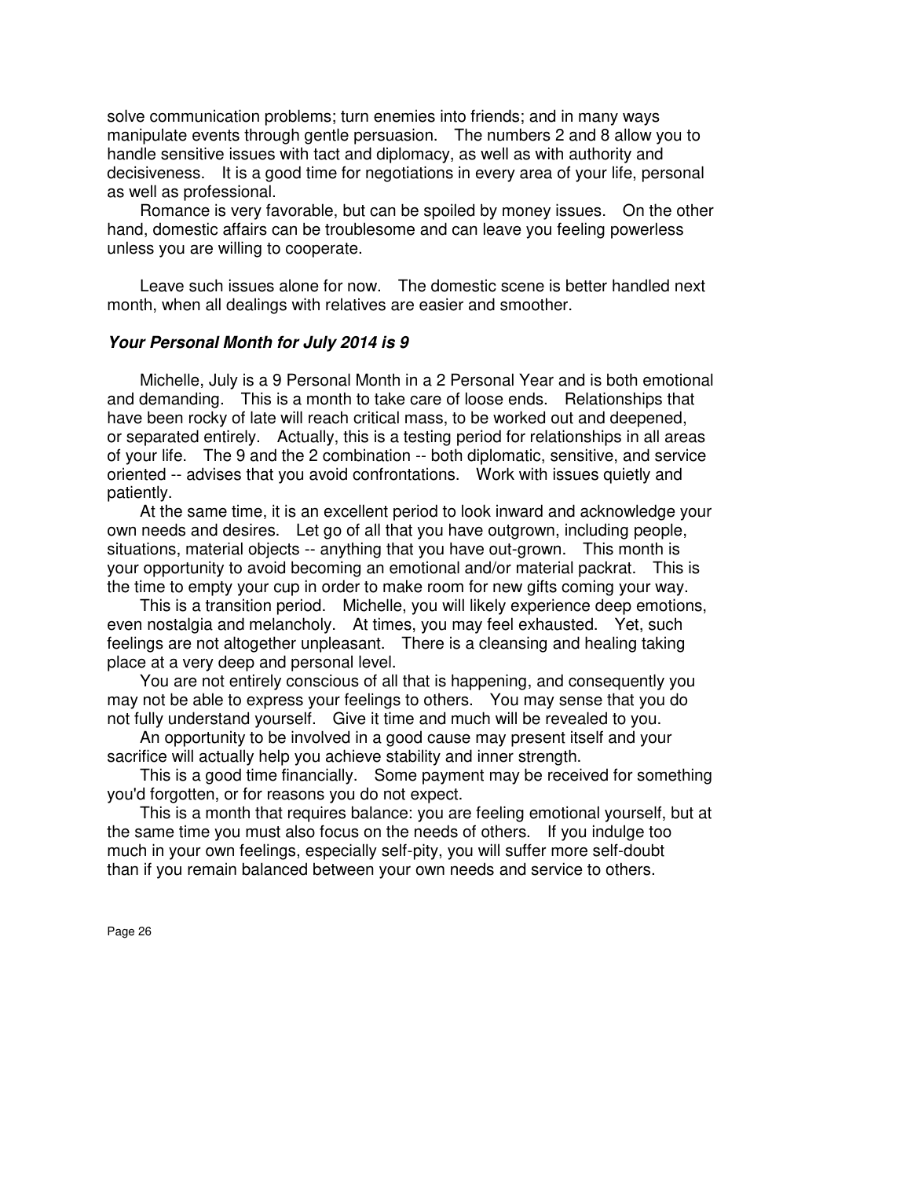solve communication problems; turn enemies into friends; and in many ways manipulate events through gentle persuasion. The numbers 2 and 8 allow you to handle sensitive issues with tact and diplomacy, as well as with authority and decisiveness. It is a good time for negotiations in every area of your life, personal as well as professional.

Romance is very favorable, but can be spoiled by money issues. On the other hand, domestic affairs can be troublesome and can leave you feeling powerless unless you are willing to cooperate.

Leave such issues alone for now. The domestic scene is better handled next month, when all dealings with relatives are easier and smoother.

### *Your Personal Month for July 2014 is 9*

Michelle, July is a 9 Personal Month in a 2 Personal Year and is both emotional and demanding. This is a month to take care of loose ends. Relationships that have been rocky of late will reach critical mass, to be worked out and deepened, or separated entirely. Actually, this is a testing period for relationships in all areas of your life. The 9 and the 2 combination -- both diplomatic, sensitive, and service oriented -- advises that you avoid confrontations. Work with issues quietly and patiently.

At the same time, it is an excellent period to look inward and acknowledge your own needs and desires. Let go of all that you have outgrown, including people, situations, material objects -- anything that you have out-grown. This month is your opportunity to avoid becoming an emotional and/or material packrat. This is the time to empty your cup in order to make room for new gifts coming your way.

This is a transition period. Michelle, you will likely experience deep emotions, even nostalgia and melancholy. At times, you may feel exhausted. Yet, such feelings are not altogether unpleasant. There is a cleansing and healing taking place at a very deep and personal level.

You are not entirely conscious of all that is happening, and consequently you may not be able to express your feelings to others. You may sense that you do not fully understand yourself. Give it time and much will be revealed to you.

An opportunity to be involved in a good cause may present itself and your sacrifice will actually help you achieve stability and inner strength.

This is a good time financially. Some payment may be received for something you'd forgotten, or for reasons you do not expect.

This is a month that requires balance: you are feeling emotional yourself, but at the same time you must also focus on the needs of others. If you indulge too much in your own feelings, especially self-pity, you will suffer more self-doubt than if you remain balanced between your own needs and service to others.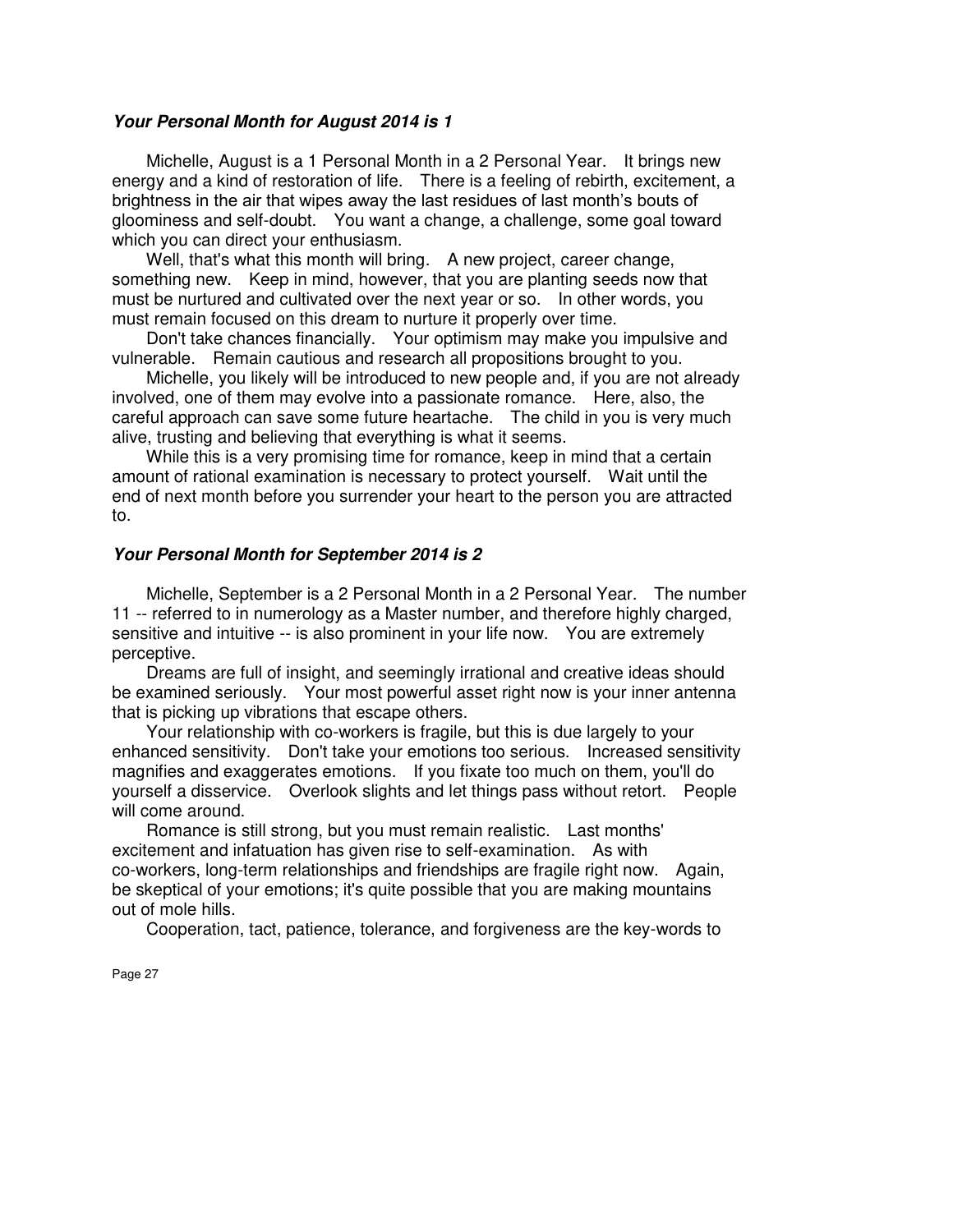### ***Your Personal Month for August 2014 is 1***

Michelle, August is a 1 Personal Month in a 2 Personal Year. It brings new energy and a kind of restoration of life. There is a feeling of rebirth, excitement, a brightness in the air that wipes away the last residues of last month's bouts of gloominess and self-doubt. You want a change, a challenge, some goal toward which you can direct your enthusiasm.

Well, that's what this month will bring. A new project, career change, something new. Keep in mind, however, that you are planting seeds now that must be nurtured and cultivated over the next year or so. In other words, you must remain focused on this dream to nurture it properly over time.

Don't take chances financially. Your optimism may make you impulsive and vulnerable. Remain cautious and research all propositions brought to you.

Michelle, you likely will be introduced to new people and, if you are not already involved, one of them may evolve into a passionate romance. Here, also, the careful approach can save some future heartache. The child in you is very much alive, trusting and believing that everything is what it seems.

While this is a very promising time for romance, keep in mind that a certain amount of rational examination is necessary to protect yourself. Wait until the end of next month before you surrender your heart to the person you are attracted to.

### ***Your Personal Month for September 2014 is 2***

Michelle, September is a 2 Personal Month in a 2 Personal Year. The number 11 -- referred to in numerology as a Master number, and therefore highly charged, sensitive and intuitive -- is also prominent in your life now. You are extremely perceptive.

Dreams are full of insight, and seemingly irrational and creative ideas should be examined seriously. Your most powerful asset right now is your inner antenna that is picking up vibrations that escape others.

Your relationship with co-workers is fragile, but this is due largely to your enhanced sensitivity. Don't take your emotions too serious. Increased sensitivity magnifies and exaggerates emotions. If you fixate too much on them, you'll do yourself a disservice. Overlook slights and let things pass without retort. People will come around.

Romance is still strong, but you must remain realistic. Last months' excitement and infatuation has given rise to self-examination. As with co-workers, long-term relationships and friendships are fragile right now. Again, be skeptical of your emotions; it's quite possible that you are making mountains out of mole hills.

Cooperation, tact, patience, tolerance, and forgiveness are the key-words to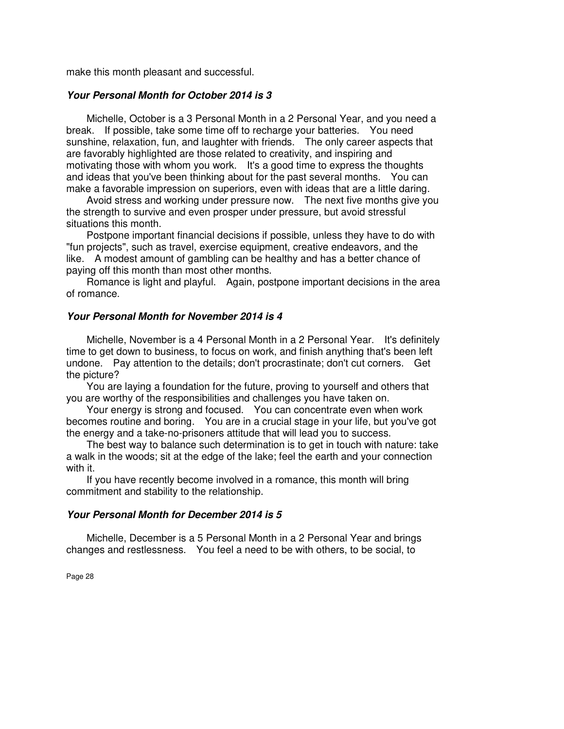make this month pleasant and successful.

### ***Your Personal Month for October 2014 is 3***

Michelle, October is a 3 Personal Month in a 2 Personal Year, and you need a break. If possible, take some time off to recharge your batteries. You need sunshine, relaxation, fun, and laughter with friends. The only career aspects that are favorably highlighted are those related to creativity, and inspiring and motivating those with whom you work. It's a good time to express the thoughts and ideas that you've been thinking about for the past several months. You can make a favorable impression on superiors, even with ideas that are a little daring.

Avoid stress and working under pressure now. The next five months give you the strength to survive and even prosper under pressure, but avoid stressful situations this month.

Postpone important financial decisions if possible, unless they have to do with "fun projects", such as travel, exercise equipment, creative endeavors, and the like. A modest amount of gambling can be healthy and has a better chance of paying off this month than most other months.

Romance is light and playful. Again, postpone important decisions in the area of romance.

### ***Your Personal Month for November 2014 is 4***

Michelle, November is a 4 Personal Month in a 2 Personal Year. It's definitely time to get down to business, to focus on work, and finish anything that's been left undone. Pay attention to the details; don't procrastinate; don't cut corners. Get the picture?

You are laying a foundation for the future, proving to yourself and others that you are worthy of the responsibilities and challenges you have taken on.

Your energy is strong and focused. You can concentrate even when work becomes routine and boring. You are in a crucial stage in your life, but you've got the energy and a take-no-prisoners attitude that will lead you to success.

The best way to balance such determination is to get in touch with nature: take a walk in the woods; sit at the edge of the lake; feel the earth and your connection with it.

If you have recently become involved in a romance, this month will bring commitment and stability to the relationship.

### ***Your Personal Month for December 2014 is 5***

Michelle, December is a 5 Personal Month in a 2 Personal Year and brings changes and restlessness. You feel a need to be with others, to be social, to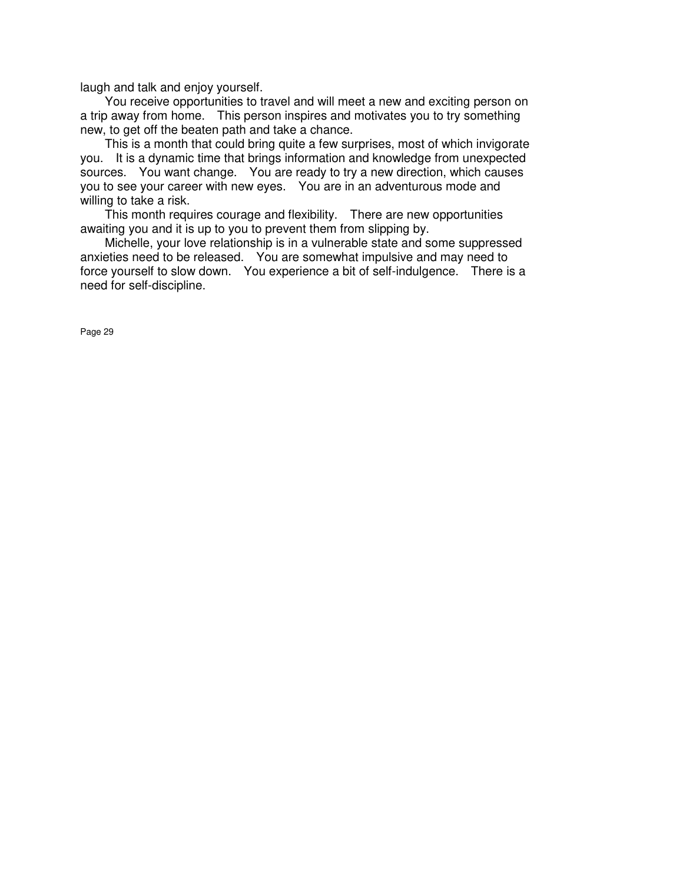laugh and talk and enjoy yourself.

You receive opportunities to travel and will meet a new and exciting person on a trip away from home. This person inspires and motivates you to try something new, to get off the beaten path and take a chance.

This is a month that could bring quite a few surprises, most of which invigorate you. It is a dynamic time that brings information and knowledge from unexpected sources. You want change. You are ready to try a new direction, which causes you to see your career with new eyes. You are in an adventurous mode and willing to take a risk.

This month requires courage and flexibility. There are new opportunities awaiting you and it is up to you to prevent them from slipping by.

Michelle, your love relationship is in a vulnerable state and some suppressed anxieties need to be released. You are somewhat impulsive and may need to force yourself to slow down. You experience a bit of self-indulgence. There is a need for self-discipline.